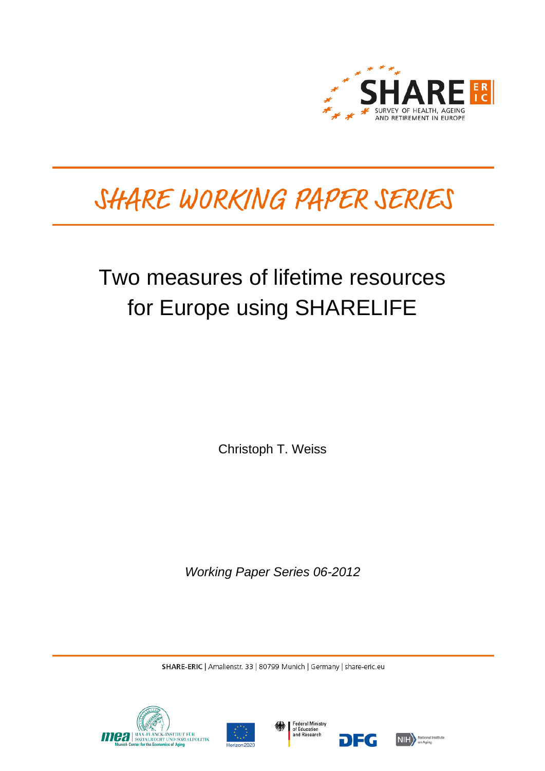SHARE ERIC

SURVEY OF HEALTH, AGEING AND RETIREMENT IN EUROPE

# SHARE WORKING PAPER SERIES

# Two measures of lifetime resources for Europe using SHARELIFE

Christoph T. Weiss

*Working Paper Series 06-2012*

**SHARE-ERIC** | Amalienstr. 33 | 80799 Munich | Germany | share-eric.eu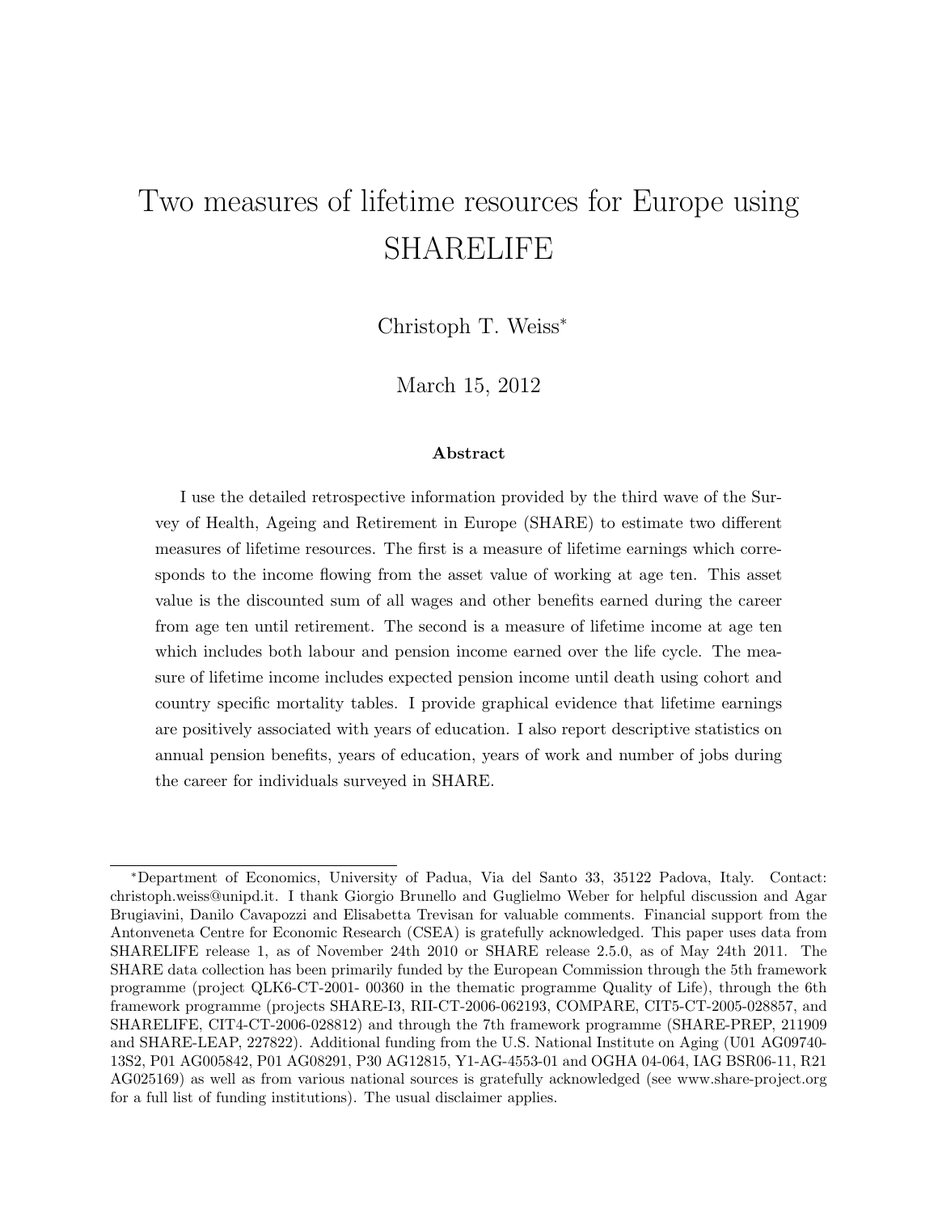# Two measures of lifetime resources for Europe using SHARELIFE

Christoph T. Weiss*

March 15, 2012

### Abstract

I use the detailed retrospective information provided by the third wave of the Survey of Health, Ageing and Retirement in Europe (SHARE) to estimate two different measures of lifetime resources. The first is a measure of lifetime earnings which corresponds to the income flowing from the asset value of working at age ten. This asset value is the discounted sum of all wages and other benefits earned during the career from age ten until retirement. The second is a measure of lifetime income at age ten which includes both labour and pension income earned over the life cycle. The measure of lifetime income includes expected pension income until death using cohort and country specific mortality tables. I provide graphical evidence that lifetime earnings are positively associated with years of education. I also report descriptive statistics on annual pension benefits, years of education, years of work and number of jobs during the career for individuals surveyed in SHARE.

---

*Department of Economics, University of Padua, Via del Santo 33, 35122 Padova, Italy. Contact: christoph.weiss@unipd.it. I thank Giorgio Brunello and Guglielmo Weber for helpful discussion and Agar Brugiavini, Danilo Cavapozzi and Elisabetta Trevisan for valuable comments. Financial support from the Antonveneta Centre for Economic Research (CSEA) is gratefully acknowledged. This paper uses data from SHARELIFE release 1, as of November 24th 2010 or SHARE release 2.5.0, as of May 24th 2011. The SHARE data collection has been primarily funded by the European Commission through the 5th framework programme (project QLK6-CT-2001- 00360 in the thematic programme Quality of Life), through the 6th framework programme (projects SHARE-I3, RII-CT-2006-062193, COMPARE, CIT5-CT-2005-028857, and SHARELIFE, CIT4-CT-2006-028812) and through the 7th framework programme (SHARE-PREP, 211909 and SHARE-LEAP, 227822). Additional funding from the U.S. National Institute on Aging (U01 AG09740-13S2, P01 AG005842, P01 AG08291, P30 AG12815, Y1-AG-4553-01 and OGHA 04-064, IAG BSR06-11, R21 AG025169) as well as from various national sources is gratefully acknowledged (see www.share-project.org for a full list of funding institutions). The usual disclaimer applies.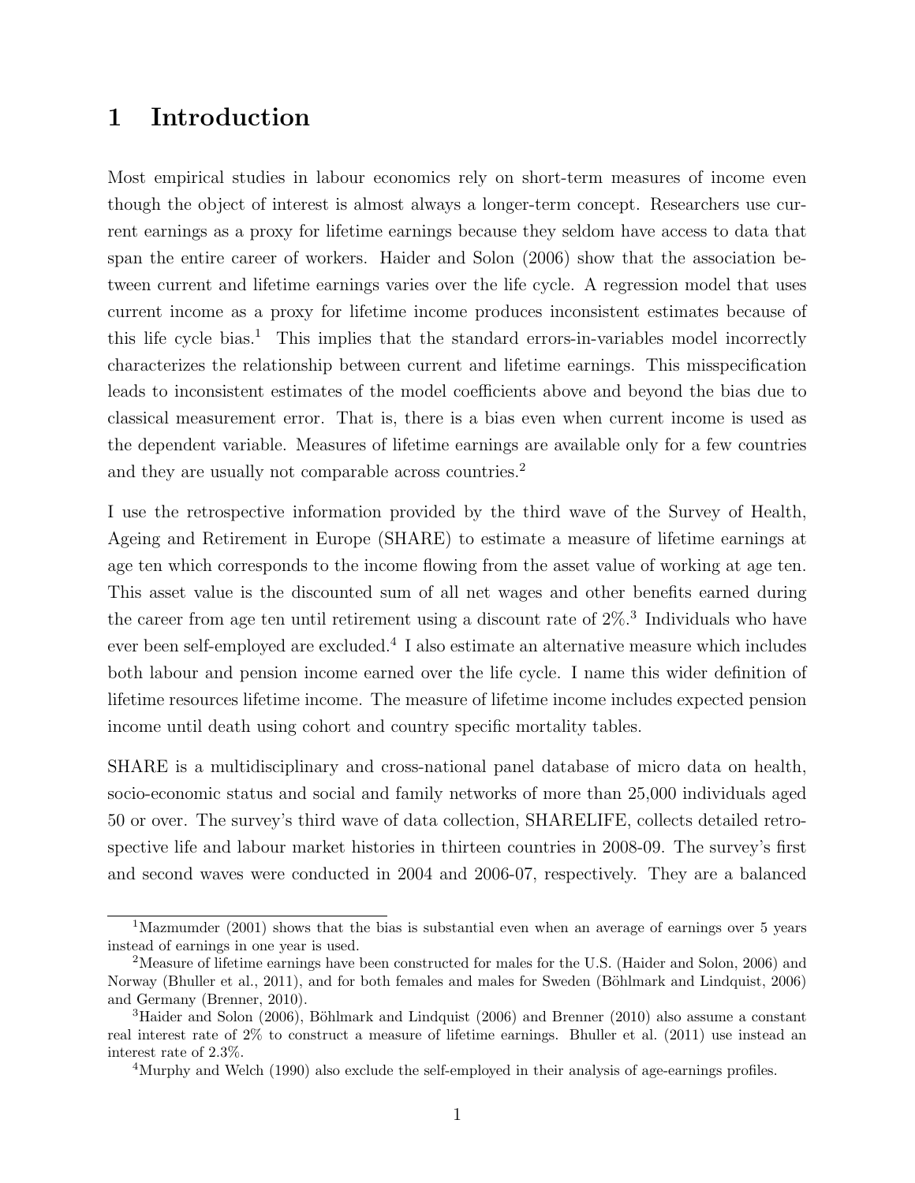# 1 Introduction

Most empirical studies in labour economics rely on short-term measures of income even though the object of interest is almost always a longer-term concept. Researchers use current earnings as a proxy for lifetime earnings because they seldom have access to data that span the entire career of workers. Haider and Solon (2006) show that the association between current and lifetime earnings varies over the life cycle. A regression model that uses current income as a proxy for lifetime income produces inconsistent estimates because of this life cycle bias.[1] This implies that the standard errors-in-variables model incorrectly characterizes the relationship between current and lifetime earnings. This misspecification leads to inconsistent estimates of the model coefficients above and beyond the bias due to classical measurement error. That is, there is a bias even when current income is used as the dependent variable. Measures of lifetime earnings are available only for a few countries and they are usually not comparable across countries.[2]

I use the retrospective information provided by the third wave of the Survey of Health, Ageing and Retirement in Europe (SHARE) to estimate a measure of lifetime earnings at age ten which corresponds to the income flowing from the asset value of working at age ten. This asset value is the discounted sum of all net wages and other benefits earned during the career from age ten until retirement using a discount rate of 2%.[3] Individuals who have ever been self-employed are excluded.[4] I also estimate an alternative measure which includes both labour and pension income earned over the life cycle. I name this wider definition of lifetime resources lifetime income. The measure of lifetime income includes expected pension income until death using cohort and country specific mortality tables.

SHARE is a multidisciplinary and cross-national panel database of micro data on health, socio-economic status and social and family networks of more than 25,000 individuals aged 50 or over. The survey's third wave of data collection, SHARELIFE, collects detailed retrospective life and labour market histories in thirteen countries in 2008-09. The survey's first and second waves were conducted in 2004 and 2006-07, respectively. They are a balanced

[1] Mazmumder (2001) shows that the bias is substantial even when an average of earnings over 5 years instead of earnings in one year is used.

[2] Measure of lifetime earnings have been constructed for males for the U.S. (Haider and Solon, 2006) and Norway (Bhuller et al., 2011), and for both females and males for Sweden (Böhlmark and Lindquist, 2006) and Germany (Brenner, 2010).

[3] Haider and Solon (2006), Böhlmark and Lindquist (2006) and Brenner (2010) also assume a constant real interest rate of 2% to construct a measure of lifetime earnings. Bhuller et al. (2011) use instead an interest rate of 2.3%.

[4] Murphy and Welch (1990) also exclude the self-employed in their analysis of age-earnings profiles.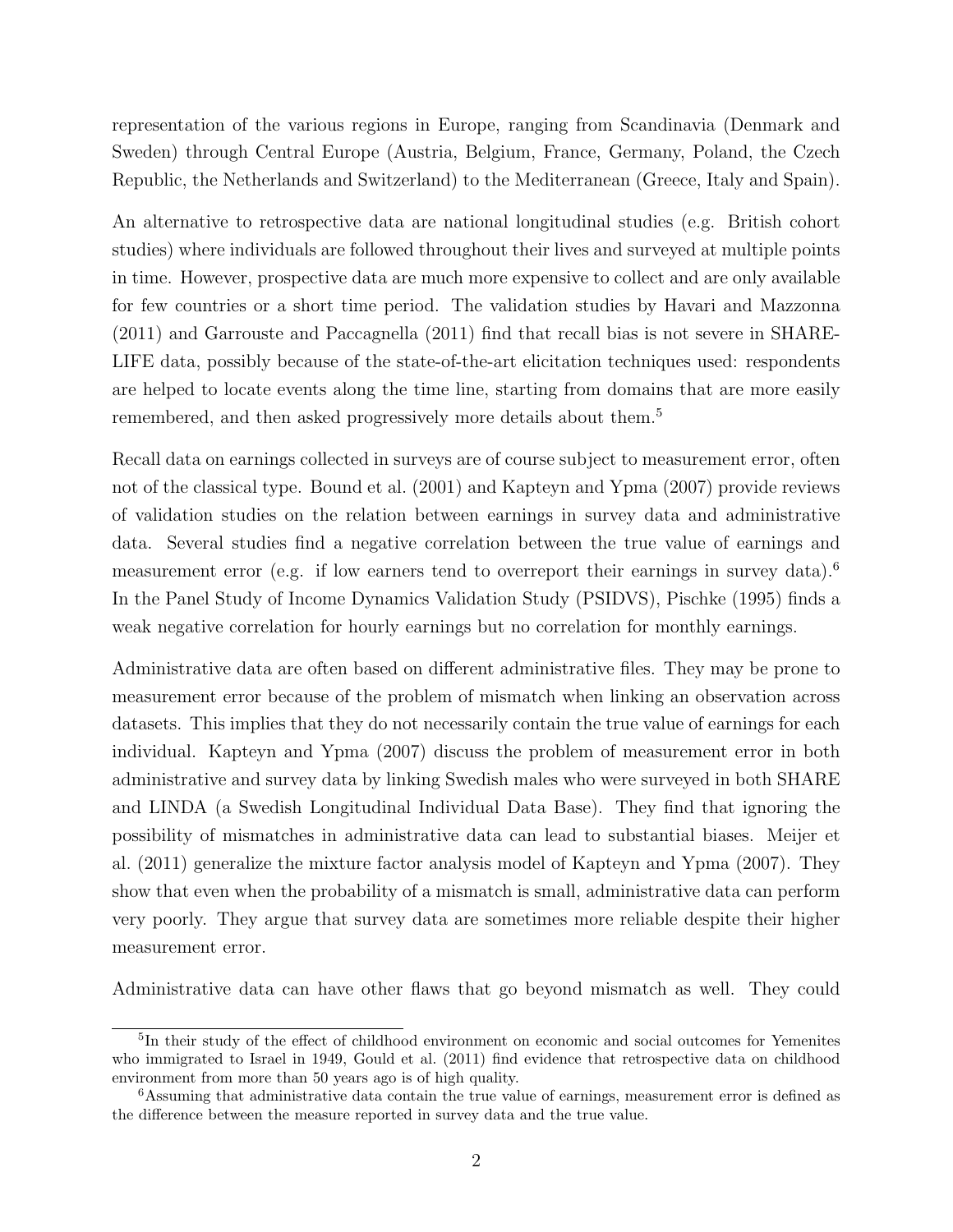representation of the various regions in Europe, ranging from Scandinavia (Denmark and Sweden) through Central Europe (Austria, Belgium, France, Germany, Poland, the Czech Republic, the Netherlands and Switzerland) to the Mediterranean (Greece, Italy and Spain).

An alternative to retrospective data are national longitudinal studies (e.g. British cohort studies) where individuals are followed throughout their lives and surveyed at multiple points in time. However, prospective data are much more expensive to collect and are only available for few countries or a short time period. The validation studies by Havari and Mazzonna (2011) and Garrouste and Paccagnella (2011) find that recall bias is not severe in SHARE-LIFE data, possibly because of the state-of-the-art elicitation techniques used: respondents are helped to locate events along the time line, starting from domains that are more easily remembered, and then asked progressively more details about them.[5]

Recall data on earnings collected in surveys are of course subject to measurement error, often not of the classical type. Bound et al. (2001) and Kapteyn and Ypma (2007) provide reviews of validation studies on the relation between earnings in survey data and administrative data. Several studies find a negative correlation between the true value of earnings and measurement error (e.g. if low earners tend to overreport their earnings in survey data).[6] In the Panel Study of Income Dynamics Validation Study (PSIDVS), Pischke (1995) finds a weak negative correlation for hourly earnings but no correlation for monthly earnings.

Administrative data are often based on different administrative files. They may be prone to measurement error because of the problem of mismatch when linking an observation across datasets. This implies that they do not necessarily contain the true value of earnings for each individual. Kapteyn and Ypma (2007) discuss the problem of measurement error in both administrative and survey data by linking Swedish males who were surveyed in both SHARE and LINDA (a Swedish Longitudinal Individual Data Base). They find that ignoring the possibility of mismatches in administrative data can lead to substantial biases. Meijer et al. (2011) generalize the mixture factor analysis model of Kapteyn and Ypma (2007). They show that even when the probability of a mismatch is small, administrative data can perform very poorly. They argue that survey data are sometimes more reliable despite their higher measurement error.

Administrative data can have other flaws that go beyond mismatch as well. They could

[5] In their study of the effect of childhood environment on economic and social outcomes for Yemenites who immigrated to Israel in 1949, Gould et al. (2011) find evidence that retrospective data on childhood environment from more than 50 years ago is of high quality.

[6] Assuming that administrative data contain the true value of earnings, measurement error is defined as the difference between the measure reported in survey data and the true value.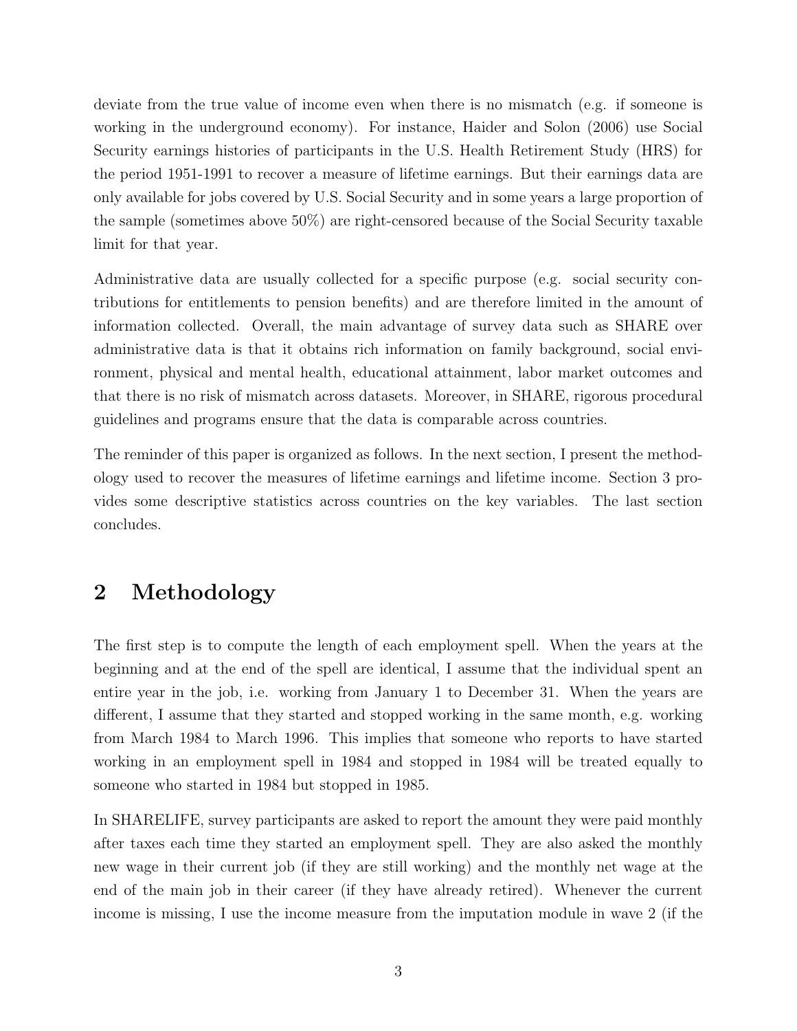deviate from the true value of income even when there is no mismatch (e.g. if someone is working in the underground economy). For instance, Haider and Solon (2006) use Social Security earnings histories of participants in the U.S. Health Retirement Study (HRS) for the period 1951-1991 to recover a measure of lifetime earnings. But their earnings data are only available for jobs covered by U.S. Social Security and in some years a large proportion of the sample (sometimes above 50%) are right-censored because of the Social Security taxable limit for that year.

Administrative data are usually collected for a specific purpose (e.g. social security contributions for entitlements to pension benefits) and are therefore limited in the amount of information collected. Overall, the main advantage of survey data such as SHARE over administrative data is that it obtains rich information on family background, social environment, physical and mental health, educational attainment, labor market outcomes and that there is no risk of mismatch across datasets. Moreover, in SHARE, rigorous procedural guidelines and programs ensure that the data is comparable across countries.

The reminder of this paper is organized as follows. In the next section, I present the methodology used to recover the measures of lifetime earnings and lifetime income. Section 3 provides some descriptive statistics across countries on the key variables. The last section concludes.

## 2 Methodology

The first step is to compute the length of each employment spell. When the years at the beginning and at the end of the spell are identical, I assume that the individual spent an entire year in the job, i.e. working from January 1 to December 31. When the years are different, I assume that they started and stopped working in the same month, e.g. working from March 1984 to March 1996. This implies that someone who reports to have started working in an employment spell in 1984 and stopped in 1984 will be treated equally to someone who started in 1984 but stopped in 1985.

In SHARELIFE, survey participants are asked to report the amount they were paid monthly after taxes each time they started an employment spell. They are also asked the monthly new wage in their current job (if they are still working) and the monthly net wage at the end of the main job in their career (if they have already retired). Whenever the current income is missing, I use the income measure from the imputation module in wave 2 (if the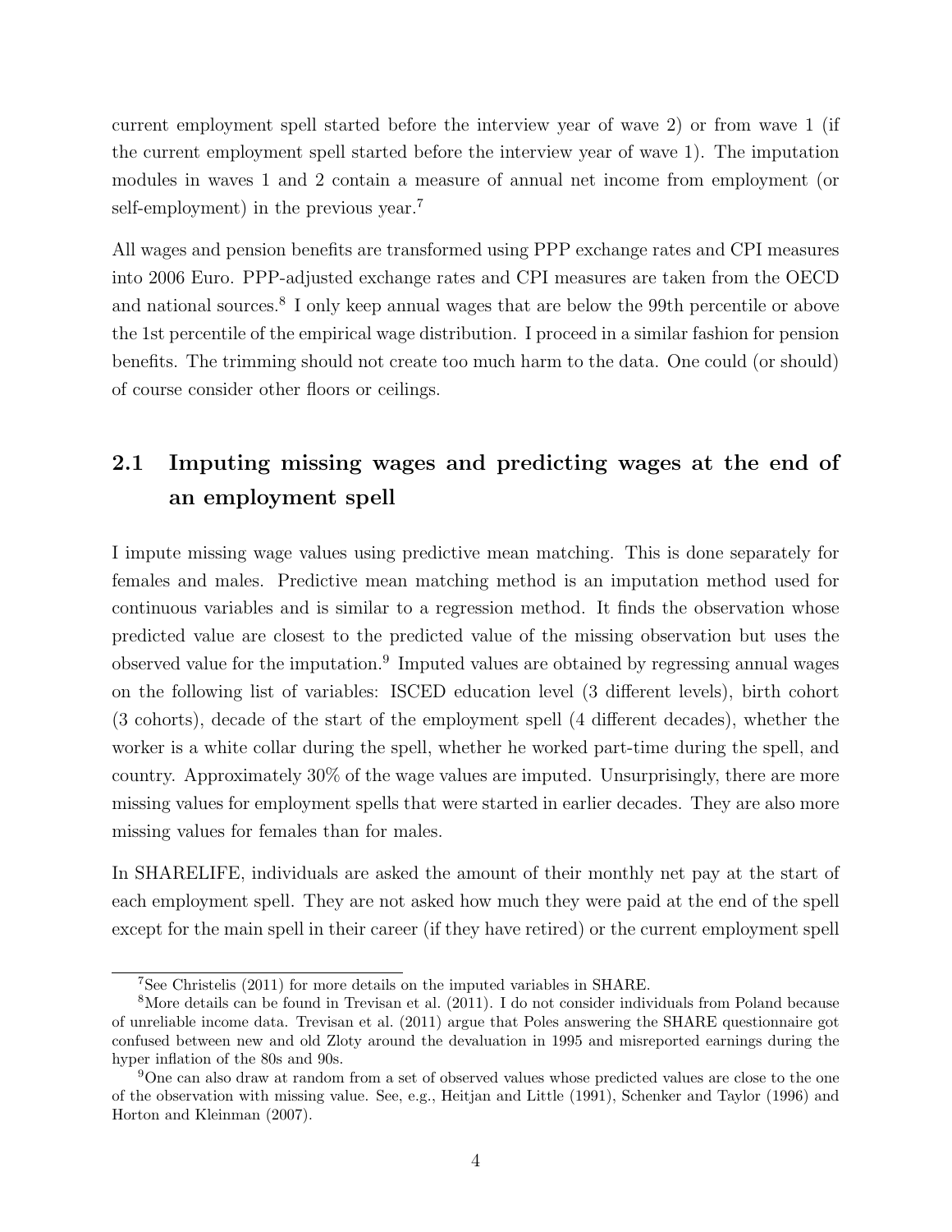current employment spell started before the interview year of wave 2) or from wave 1 (if the current employment spell started before the interview year of wave 1). The imputation modules in waves 1 and 2 contain a measure of annual net income from employment (or self-employment) in the previous year.[7]

All wages and pension benefits are transformed using PPP exchange rates and CPI measures into 2006 Euro. PPP-adjusted exchange rates and CPI measures are taken from the OECD and national sources.[8] I only keep annual wages that are below the 99th percentile or above the 1st percentile of the empirical wage distribution. I proceed in a similar fashion for pension benefits. The trimming should not create too much harm to the data. One could (or should) of course consider other floors or ceilings.

## 2.1 Imputing missing wages and predicting wages at the end of an employment spell

I impute missing wage values using predictive mean matching. This is done separately for females and males. Predictive mean matching method is an imputation method used for continuous variables and is similar to a regression method. It finds the observation whose predicted value are closest to the predicted value of the missing observation but uses the observed value for the imputation.[9] Imputed values are obtained by regressing annual wages on the following list of variables: ISCED education level (3 different levels), birth cohort (3 cohorts), decade of the start of the employment spell (4 different decades), whether the worker is a white collar during the spell, whether he worked part-time during the spell, and country. Approximately 30% of the wage values are imputed. Unsurprisingly, there are more missing values for employment spells that were started in earlier decades. They are also more missing values for females than for males.

In SHARELIFE, individuals are asked the amount of their monthly net pay at the start of each employment spell. They are not asked how much they were paid at the end of the spell except for the main spell in their career (if they have retired) or the current employment spell

[7] See Christelis (2011) for more details on the imputed variables in SHARE.

[8] More details can be found in Trevisan et al. (2011). I do not consider individuals from Poland because of unreliable income data. Trevisan et al. (2011) argue that Poles answering the SHARE questionnaire got confused between new and old Zloty around the devaluation in 1995 and misreported earnings during the hyper inflation of the 80s and 90s.

[9] One can also draw at random from a set of observed values whose predicted values are close to the one of the observation with missing value. See, e.g., Heitjan and Little (1991), Schenker and Taylor (1996) and Horton and Kleinman (2007).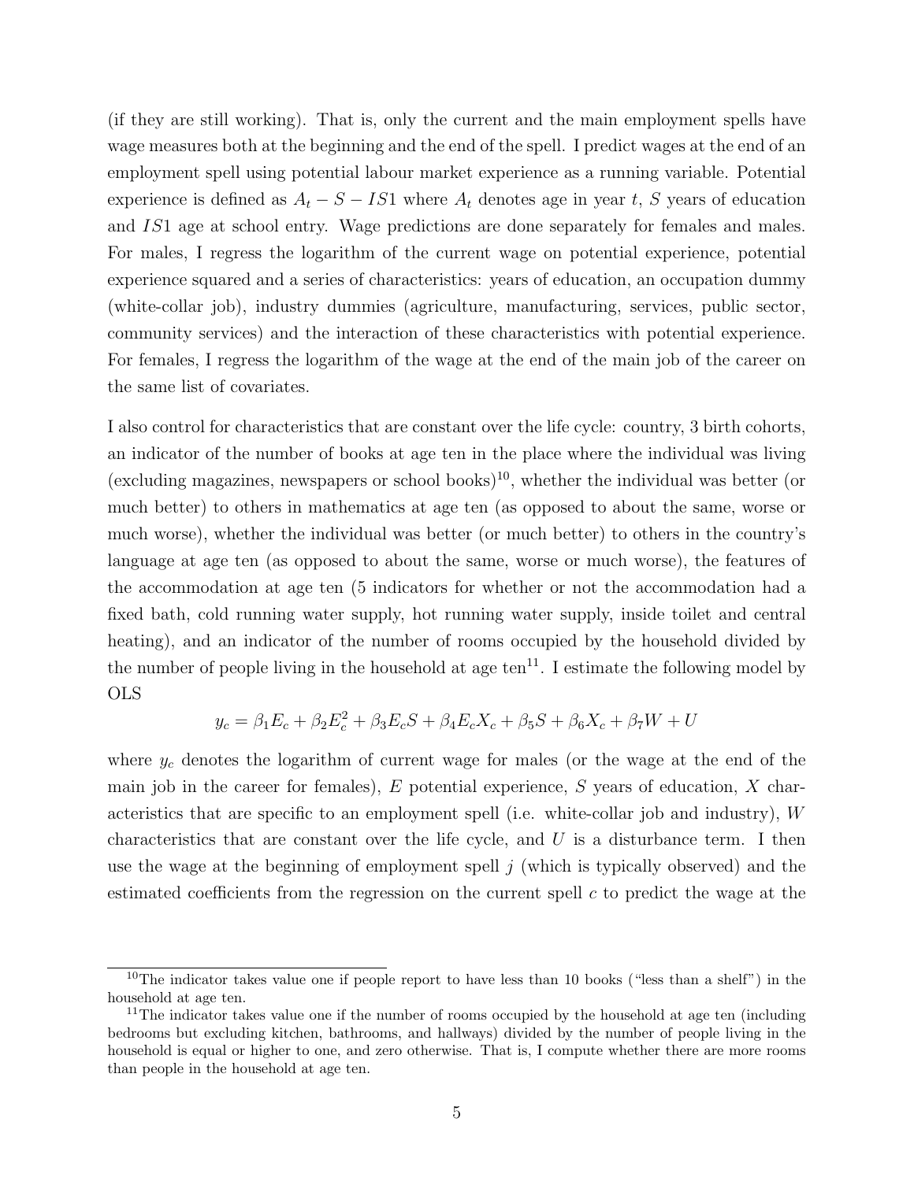(if they are still working). That is, only the current and the main employment spells have wage measures both at the beginning and the end of the spell. I predict wages at the end of an employment spell using potential labour market experience as a running variable. Potential experience is defined as $A_t - S - IS1$ where $A_t$ denotes age in year $t$, $S$ years of education and $IS1$ age at school entry. Wage predictions are done separately for females and males. For males, I regress the logarithm of the current wage on potential experience, potential experience squared and a series of characteristics: years of education, an occupation dummy (white-collar job), industry dummies (agriculture, manufacturing, services, public sector, community services) and the interaction of these characteristics with potential experience. For females, I regress the logarithm of the wage at the end of the main job of the career on the same list of covariates.

I also control for characteristics that are constant over the life cycle: country, 3 birth cohorts, an indicator of the number of books at age ten in the place where the individual was living (excluding magazines, newspapers or school books)[10], whether the individual was better (or much better) to others in mathematics at age ten (as opposed to about the same, worse or much worse), whether the individual was better (or much better) to others in the country's language at age ten (as opposed to about the same, worse or much worse), the features of the accommodation at age ten (5 indicators for whether or not the accommodation had a fixed bath, cold running water supply, hot running water supply, inside toilet and central heating), and an indicator of the number of rooms occupied by the household divided by the number of people living in the household at age ten[11]. I estimate the following model by OLS

$$y_c = \beta_1 E_c + \beta_2 E_c^2 + \beta_3 E_c S + \beta_4 E_c X_c + \beta_5 S + \beta_6 X_c + \beta_7 W + U$$

where $y_c$ denotes the logarithm of current wage for males (or the wage at the end of the main job in the career for females), $E$ potential experience, $S$ years of education, $X$ characteristics that are specific to an employment spell (i.e. white-collar job and industry), $W$ characteristics that are constant over the life cycle, and $U$ is a disturbance term. I then use the wage at the beginning of employment spell $j$ (which is typically observed) and the estimated coefficients from the regression on the current spell $c$ to predict the wage at the

[10] The indicator takes value one if people report to have less than 10 books ("less than a shelf") in the household at age ten.

[11] The indicator takes value one if the number of rooms occupied by the household at age ten (including bedrooms but excluding kitchen, bathrooms, and hallways) divided by the number of people living in the household is equal or higher to one, and zero otherwise. That is, I compute whether there are more rooms than people in the household at age ten.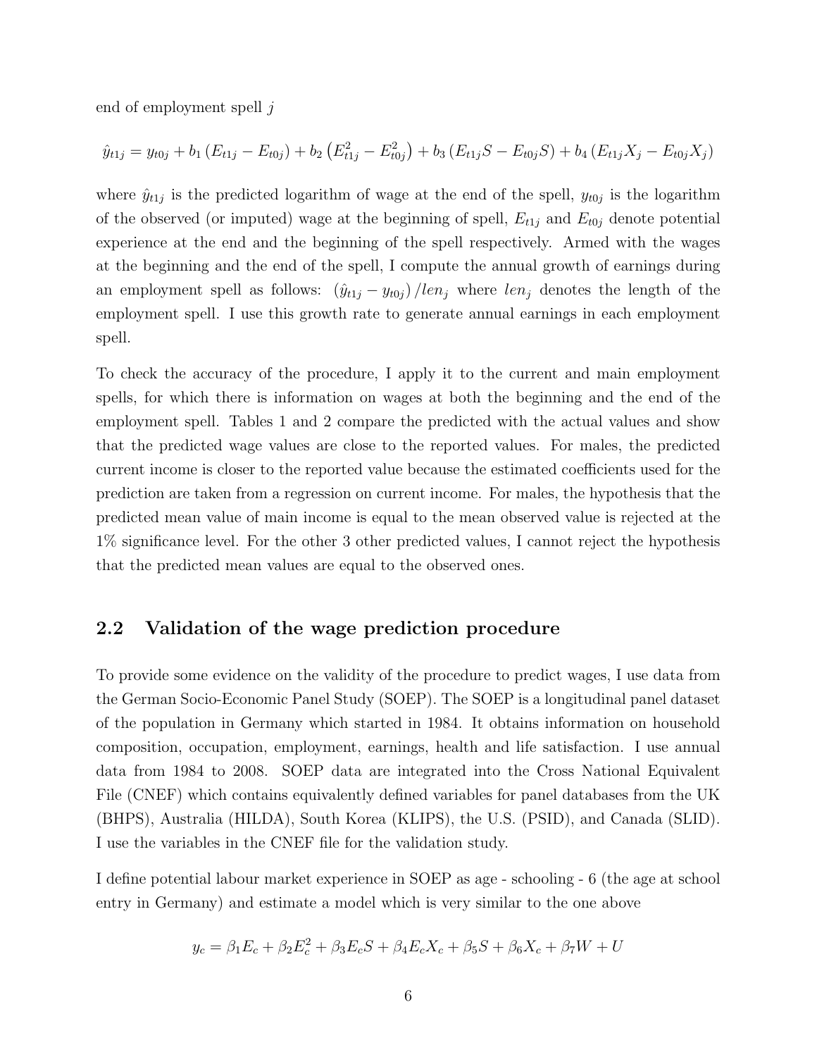end of employment spell $j$

$$\hat{y}_{t1j} = y_{t0j} + b_1 \left(E_{t1j} - E_{t0j}\right) + b_2 \left(E_{t1j}^2 - E_{t0j}^2\right) + b_3 \left(E_{t1j}S - E_{t0j}S\right) + b_4 \left(E_{t1j}X_j - E_{t0j}X_j\right)$$

where $\hat{y}_{t1j}$ is the predicted logarithm of wage at the end of the spell, $y_{t0j}$ is the logarithm of the observed (or imputed) wage at the beginning of spell, $E_{t1j}$ and $E_{t0j}$ denote potential experience at the end and the beginning of the spell respectively. Armed with the wages at the beginning and the end of the spell, I compute the annual growth of earnings during an employment spell as follows: $\left(\hat{y}_{t1j} - y_{t0j}\right)/len_j$ where $len_j$ denotes the length of the employment spell. I use this growth rate to generate annual earnings in each employment spell.

To check the accuracy of the procedure, I apply it to the current and main employment spells, for which there is information on wages at both the beginning and the end of the employment spell. Tables 1 and 2 compare the predicted with the actual values and show that the predicted wage values are close to the reported values. For males, the predicted current income is closer to the reported value because the estimated coefficients used for the prediction are taken from a regression on current income. For males, the hypothesis that the predicted mean value of main income is equal to the mean observed value is rejected at the 1% significance level. For the other 3 other predicted values, I cannot reject the hypothesis that the predicted mean values are equal to the observed ones.

## 2.2 Validation of the wage prediction procedure

To provide some evidence on the validity of the procedure to predict wages, I use data from the German Socio-Economic Panel Study (SOEP). The SOEP is a longitudinal panel dataset of the population in Germany which started in 1984. It obtains information on household composition, occupation, employment, earnings, health and life satisfaction. I use annual data from 1984 to 2008. SOEP data are integrated into the Cross National Equivalent File (CNEF) which contains equivalently defined variables for panel databases from the UK (BHPS), Australia (HILDA), South Korea (KLIPS), the U.S. (PSID), and Canada (SLID). I use the variables in the CNEF file for the validation study.

I define potential labour market experience in SOEP as age - schooling - 6 (the age at school entry in Germany) and estimate a model which is very similar to the one above

$$y_c = \beta_1 E_c + \beta_2 E_c^2 + \beta_3 E_c S + \beta_4 E_c X_c + \beta_5 S + \beta_6 X_c + \beta_7 W + U$$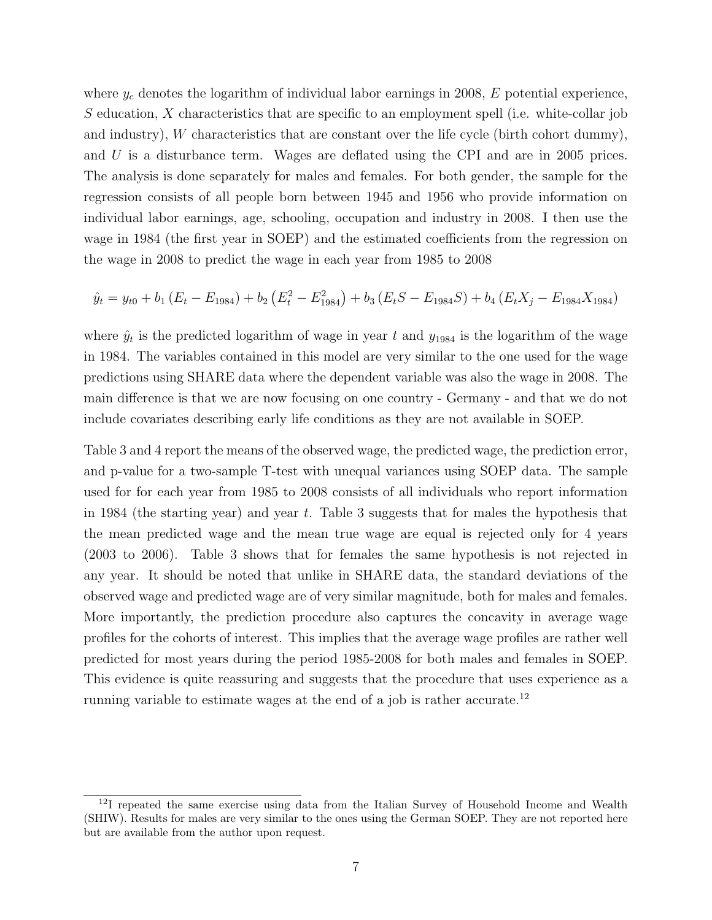where $y_c$ denotes the logarithm of individual labor earnings in 2008, $E$ potential experience, $S$ education, $X$ characteristics that are specific to an employment spell (i.e. white-collar job and industry), $W$ characteristics that are constant over the life cycle (birth cohort dummy), and $U$ is a disturbance term. Wages are deflated using the CPI and are in 2005 prices. The analysis is done separately for males and females. For both gender, the sample for the regression consists of all people born between 1945 and 1956 who provide information on individual labor earnings, age, schooling, occupation and industry in 2008. I then use the wage in 1984 (the first year in SOEP) and the estimated coefficients from the regression on the wage in 2008 to predict the wage in each year from 1985 to 2008

$$\hat{y}_t = y_{t0} + b_1 \left(E_t - E_{1984}\right) + b_2 \left(E_t^2 - E_{1984}^2\right) + b_3 \left(E_t S - E_{1984} S\right) + b_4 \left(E_t X_j - E_{1984} X_{1984}\right)$$

where $\hat{y}_t$ is the predicted logarithm of wage in year $t$ and $y_{1984}$ is the logarithm of the wage in 1984. The variables contained in this model are very similar to the one used for the wage predictions using SHARE data where the dependent variable was also the wage in 2008. The main difference is that we are now focusing on one country - Germany - and that we do not include covariates describing early life conditions as they are not available in SOEP.

Table 3 and 4 report the means of the observed wage, the predicted wage, the prediction error, and p-value for a two-sample T-test with unequal variances using SOEP data. The sample used for for each year from 1985 to 2008 consists of all individuals who report information in 1984 (the starting year) and year $t$. Table 3 suggests that for males the hypothesis that the mean predicted wage and the mean true wage are equal is rejected only for 4 years (2003 to 2006). Table 3 shows that for females the same hypothesis is not rejected in any year. It should be noted that unlike in SHARE data, the standard deviations of the observed wage and predicted wage are of very similar magnitude, both for males and females. More importantly, the prediction procedure also captures the concavity in average wage profiles for the cohorts of interest. This implies that the average wage profiles are rather well predicted for most years during the period 1985-2008 for both males and females in SOEP. This evidence is quite reassuring and suggests that the procedure that uses experience as a running variable to estimate wages at the end of a job is rather accurate.[12]

[12] I repeated the same exercise using data from the Italian Survey of Household Income and Wealth (SHIW). Results for males are very similar to the ones using the German SOEP. They are not reported here but are available from the author upon request.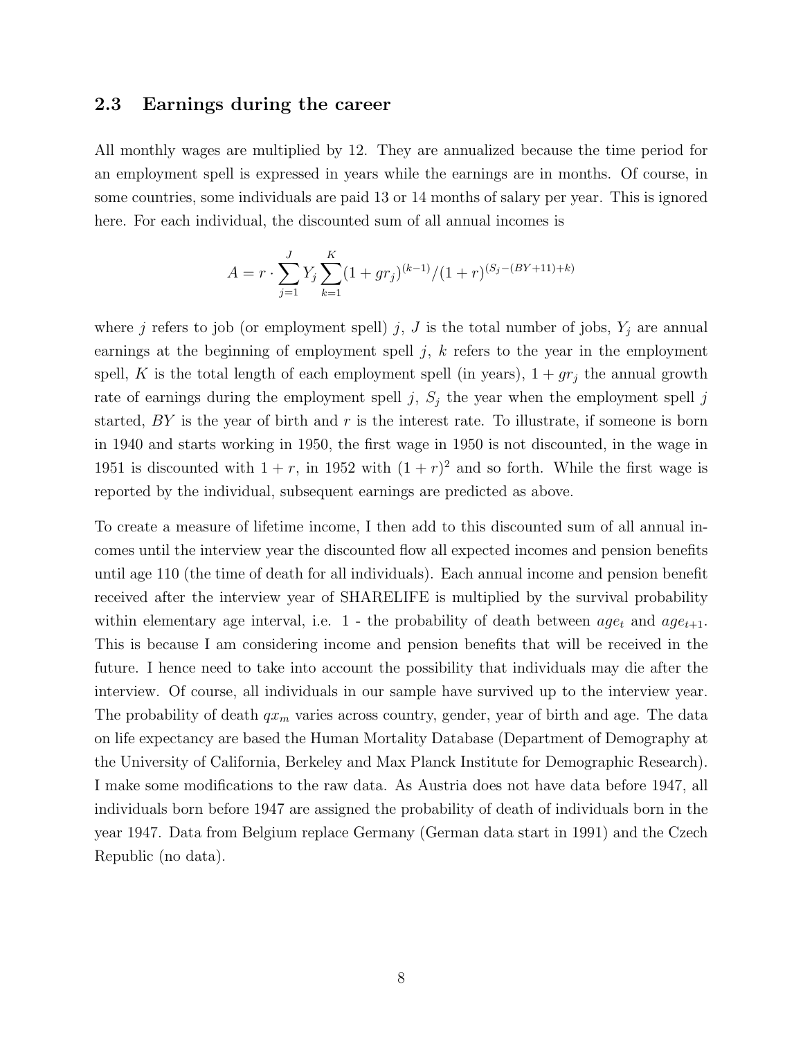## 2.3 Earnings during the career

All monthly wages are multiplied by 12. They are annualized because the time period for an employment spell is expressed in years while the earnings are in months. Of course, in some countries, some individuals are paid 13 or 14 months of salary per year. This is ignored here. For each individual, the discounted sum of all annual incomes is

$$A = r \cdot \sum_{j=1}^{J} Y_j \sum_{k=1}^{K} (1 + gr_j)^{(k-1)} / (1 + r)^{(S_j - (BY+11)+k)}$$

where $j$ refers to job (or employment spell) $j$, $J$ is the total number of jobs, $Y_j$ are annual earnings at the beginning of employment spell $j$, $k$ refers to the year in the employment spell, $K$ is the total length of each employment spell (in years), $1 + gr_j$ the annual growth rate of earnings during the employment spell $j$, $S_j$ the year when the employment spell $j$ started, $BY$ is the year of birth and $r$ is the interest rate. To illustrate, if someone is born in 1940 and starts working in 1950, the first wage in 1950 is not discounted, in the wage in 1951 is discounted with $1 + r$, in 1952 with $(1 + r)^2$ and so forth. While the first wage is reported by the individual, subsequent earnings are predicted as above.

To create a measure of lifetime income, I then add to this discounted sum of all annual incomes until the interview year the discounted flow all expected incomes and pension benefits until age 110 (the time of death for all individuals). Each annual income and pension benefit received after the interview year of SHARELIFE is multiplied by the survival probability within elementary age interval, i.e. 1 - the probability of death between $age_t$ and $age_{t+1}$. This is because I am considering income and pension benefits that will be received in the future. I hence need to take into account the possibility that individuals may die after the interview. Of course, all individuals in our sample have survived up to the interview year. The probability of death $qx_m$ varies across country, gender, year of birth and age. The data on life expectancy are based the Human Mortality Database (Department of Demography at the University of California, Berkeley and Max Planck Institute for Demographic Research). I make some modifications to the raw data. As Austria does not have data before 1947, all individuals born before 1947 are assigned the probability of death of individuals born in the year 1947. Data from Belgium replace Germany (German data start in 1991) and the Czech Republic (no data).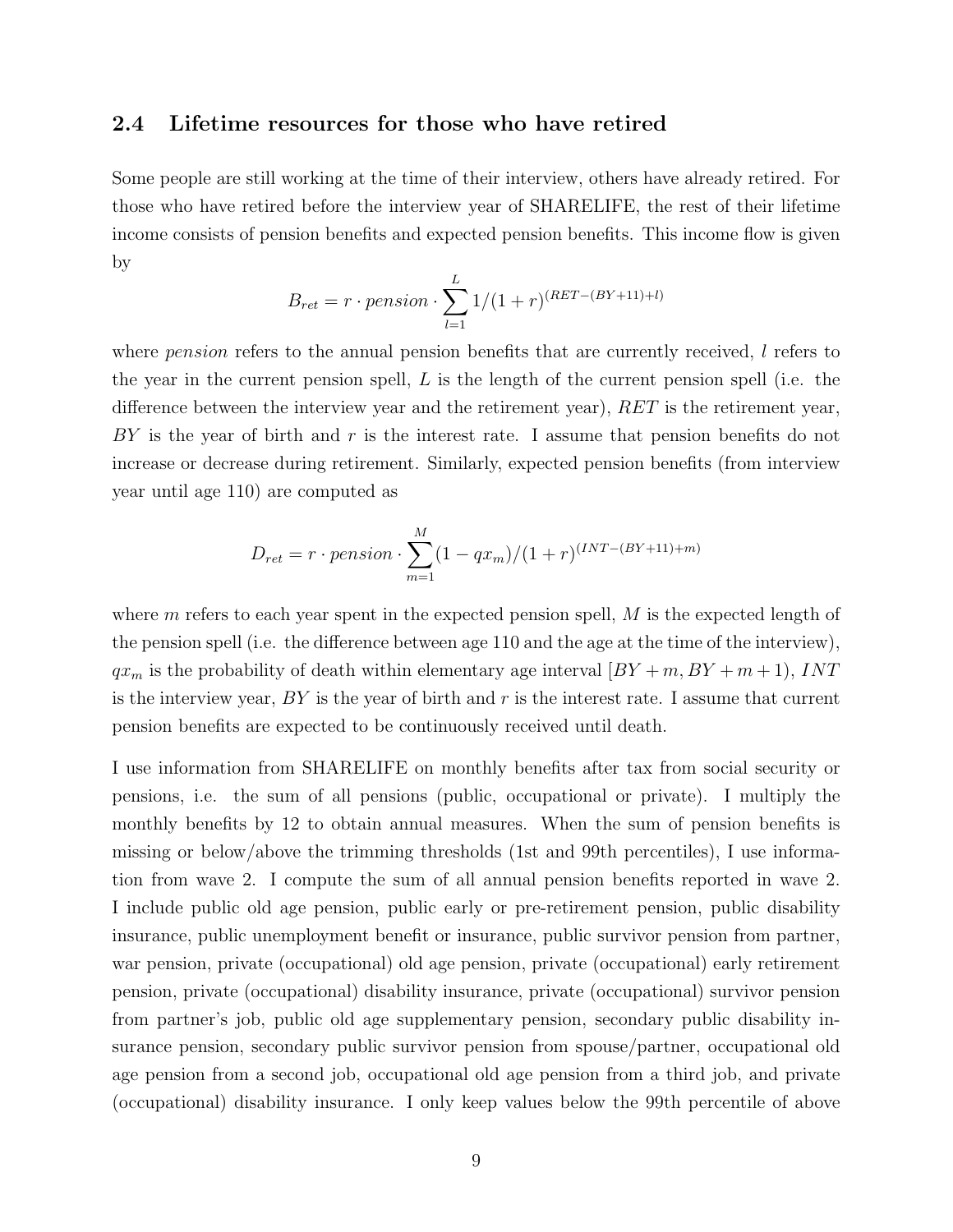## 2.4 Lifetime resources for those who have retired

Some people are still working at the time of their interview, others have already retired. For those who have retired before the interview year of SHARELIFE, the rest of their lifetime income consists of pension benefits and expected pension benefits. This income flow is given by

$$B_{ret} = r \cdot pension \cdot \sum_{l=1}^{L} 1/(1+r)^{(RET-(BY+11)+l)}$$

where *pension* refers to the annual pension benefits that are currently received, $l$ refers to the year in the current pension spell, $L$ is the length of the current pension spell (i.e. the difference between the interview year and the retirement year), $RET$ is the retirement year, $BY$ is the year of birth and $r$ is the interest rate. I assume that pension benefits do not increase or decrease during retirement. Similarly, expected pension benefits (from interview year until age 110) are computed as

$$D_{ret} = r \cdot pension \cdot \sum_{m=1}^{M} (1-qx_m)/(1+r)^{(INT-(BY+11)+m)}$$

where $m$ refers to each year spent in the expected pension spell, $M$ is the expected length of the pension spell (i.e. the difference between age 110 and the age at the time of the interview), $qx_m$ is the probability of death within elementary age interval $[BY+m, BY+m+1)$, $INT$ is the interview year, $BY$ is the year of birth and $r$ is the interest rate. I assume that current pension benefits are expected to be continuously received until death.

I use information from SHARELIFE on monthly benefits after tax from social security or pensions, i.e. the sum of all pensions (public, occupational or private). I multiply the monthly benefits by 12 to obtain annual measures. When the sum of pension benefits is missing or below/above the trimming thresholds (1st and 99th percentiles), I use information from wave 2. I compute the sum of all annual pension benefits reported in wave 2. I include public old age pension, public early or pre-retirement pension, public disability insurance, public unemployment benefit or insurance, public survivor pension from partner, war pension, private (occupational) old age pension, private (occupational) early retirement pension, private (occupational) disability insurance, private (occupational) survivor pension from partner's job, public old age supplementary pension, secondary public disability insurance pension, secondary public survivor pension from spouse/partner, occupational old age pension from a second job, occupational old age pension from a third job, and private (occupational) disability insurance. I only keep values below the 99th percentile of above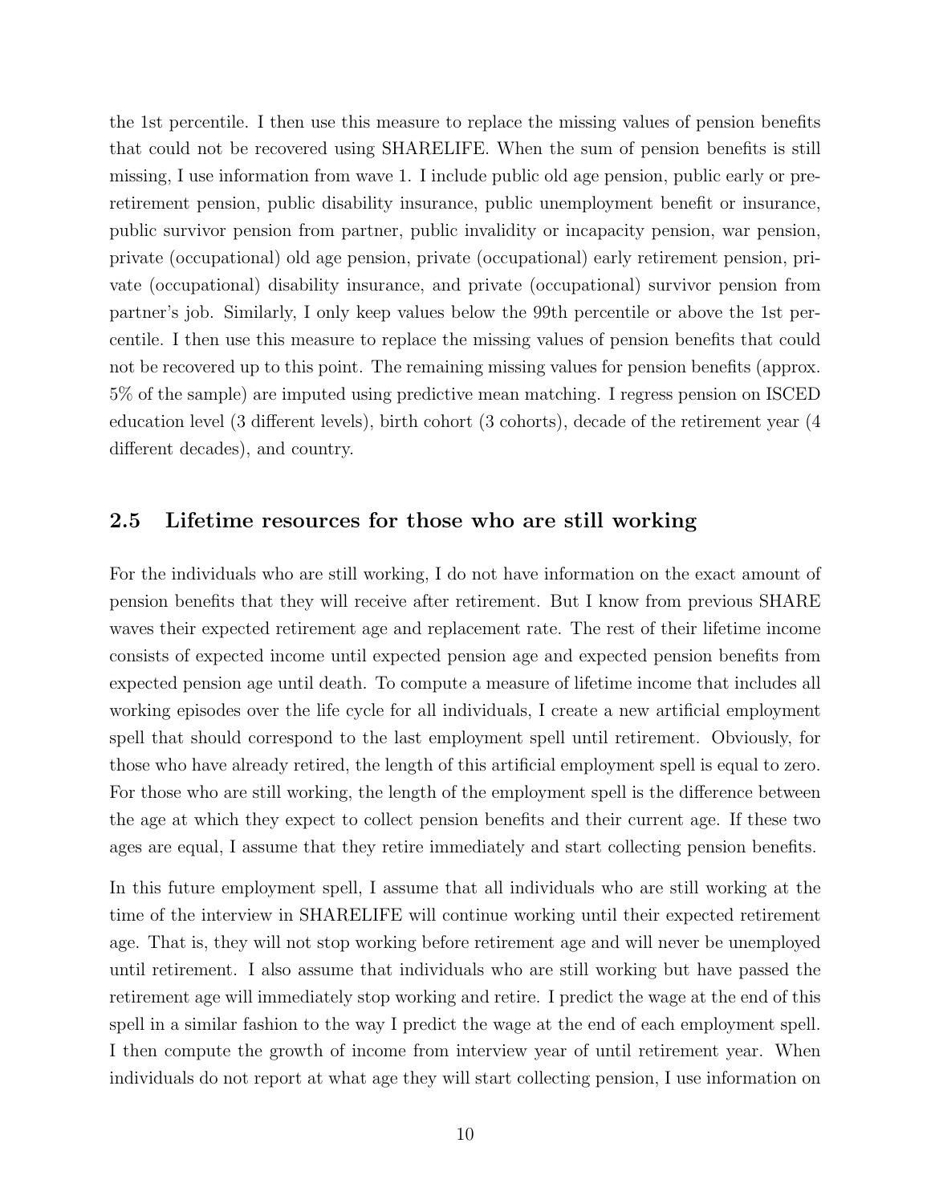the 1st percentile. I then use this measure to replace the missing values of pension benefits that could not be recovered using SHARELIFE. When the sum of pension benefits is still missing, I use information from wave 1. I include public old age pension, public early or pre-retirement pension, public disability insurance, public unemployment benefit or insurance, public survivor pension from partner, public invalidity or incapacity pension, war pension, private (occupational) old age pension, private (occupational) early retirement pension, private (occupational) disability insurance, and private (occupational) survivor pension from partner's job. Similarly, I only keep values below the 99th percentile or above the 1st percentile. I then use this measure to replace the missing values of pension benefits that could not be recovered up to this point. The remaining missing values for pension benefits (approx. 5% of the sample) are imputed using predictive mean matching. I regress pension on ISCED education level (3 different levels), birth cohort (3 cohorts), decade of the retirement year (4 different decades), and country.

## 2.5 Lifetime resources for those who are still working

For the individuals who are still working, I do not have information on the exact amount of pension benefits that they will receive after retirement. But I know from previous SHARE waves their expected retirement age and replacement rate. The rest of their lifetime income consists of expected income until expected pension age and expected pension benefits from expected pension age until death. To compute a measure of lifetime income that includes all working episodes over the life cycle for all individuals, I create a new artificial employment spell that should correspond to the last employment spell until retirement. Obviously, for those who have already retired, the length of this artificial employment spell is equal to zero. For those who are still working, the length of the employment spell is the difference between the age at which they expect to collect pension benefits and their current age. If these two ages are equal, I assume that they retire immediately and start collecting pension benefits.

In this future employment spell, I assume that all individuals who are still working at the time of the interview in SHARELIFE will continue working until their expected retirement age. That is, they will not stop working before retirement age and will never be unemployed until retirement. I also assume that individuals who are still working but have passed the retirement age will immediately stop working and retire. I predict the wage at the end of this spell in a similar fashion to the way I predict the wage at the end of each employment spell. I then compute the growth of income from interview year of until retirement year. When individuals do not report at what age they will start collecting pension, I use information on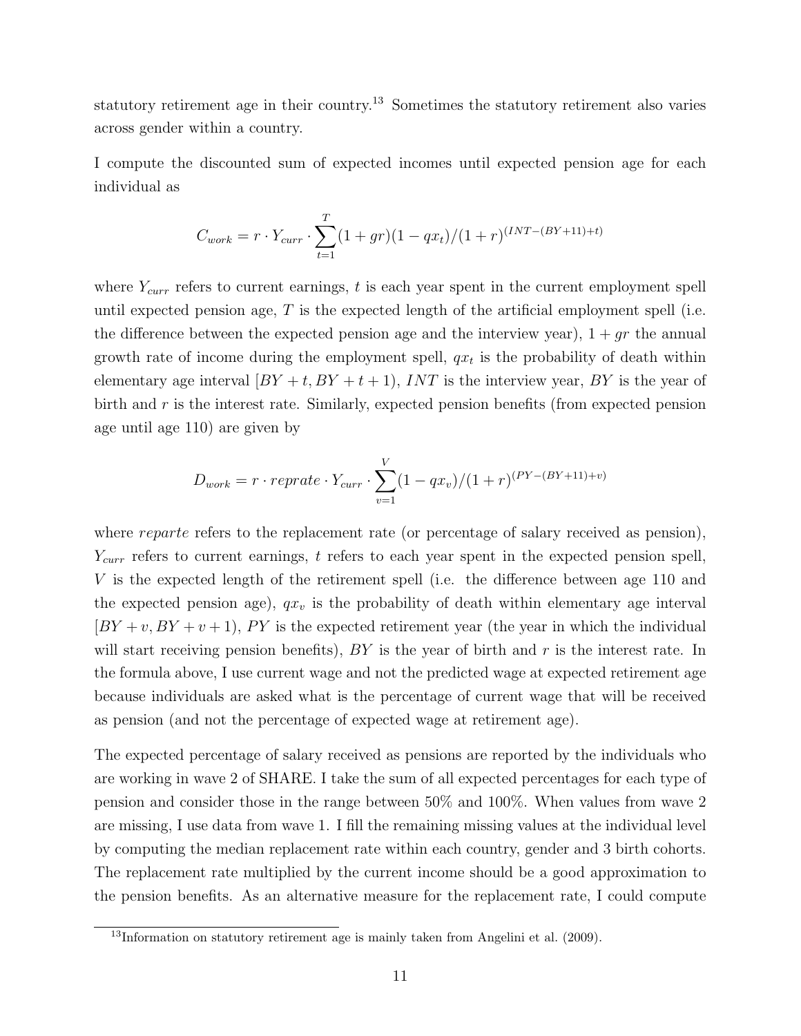statutory retirement age in their country.[13] Sometimes the statutory retirement also varies across gender within a country.

I compute the discounted sum of expected incomes until expected pension age for each individual as

$$C_{work} = r \cdot Y_{curr} \cdot \sum_{t=1}^{T} (1 + gr)(1 - qx_t)/(1 + r)^{(INT-(BY+11)+t)}$$

where $Y_{curr}$ refers to current earnings, $t$ is each year spent in the current employment spell until expected pension age, $T$ is the expected length of the artificial employment spell (i.e. the difference between the expected pension age and the interview year), $1 + gr$ the annual growth rate of income during the employment spell, $qx_t$ is the probability of death within elementary age interval $[BY + t, BY + t + 1)$, $INT$ is the interview year, $BY$ is the year of birth and $r$ is the interest rate. Similarly, expected pension benefits (from expected pension age until age 110) are given by

$$D_{work} = r \cdot reprate \cdot Y_{curr} \cdot \sum_{v=1}^{V} (1 - qx_v)/(1 + r)^{(PY-(BY+11)+v)}$$

where *reparte* refers to the replacement rate (or percentage of salary received as pension), $Y_{curr}$ refers to current earnings, $t$ refers to each year spent in the expected pension spell, $V$ is the expected length of the retirement spell (i.e. the difference between age 110 and the expected pension age), $qx_v$ is the probability of death within elementary age interval $[BY + v, BY + v + 1)$, $PY$ is the expected retirement year (the year in which the individual will start receiving pension benefits), $BY$ is the year of birth and $r$ is the interest rate. In the formula above, I use current wage and not the predicted wage at expected retirement age because individuals are asked what is the percentage of current wage that will be received as pension (and not the percentage of expected wage at retirement age).

The expected percentage of salary received as pensions are reported by the individuals who are working in wave 2 of SHARE. I take the sum of all expected percentages for each type of pension and consider those in the range between 50% and 100%. When values from wave 2 are missing, I use data from wave 1. I fill the remaining missing values at the individual level by computing the median replacement rate within each country, gender and 3 birth cohorts. The replacement rate multiplied by the current income should be a good approximation to the pension benefits. As an alternative measure for the replacement rate, I could compute

[13] Information on statutory retirement age is mainly taken from Angelini et al. (2009).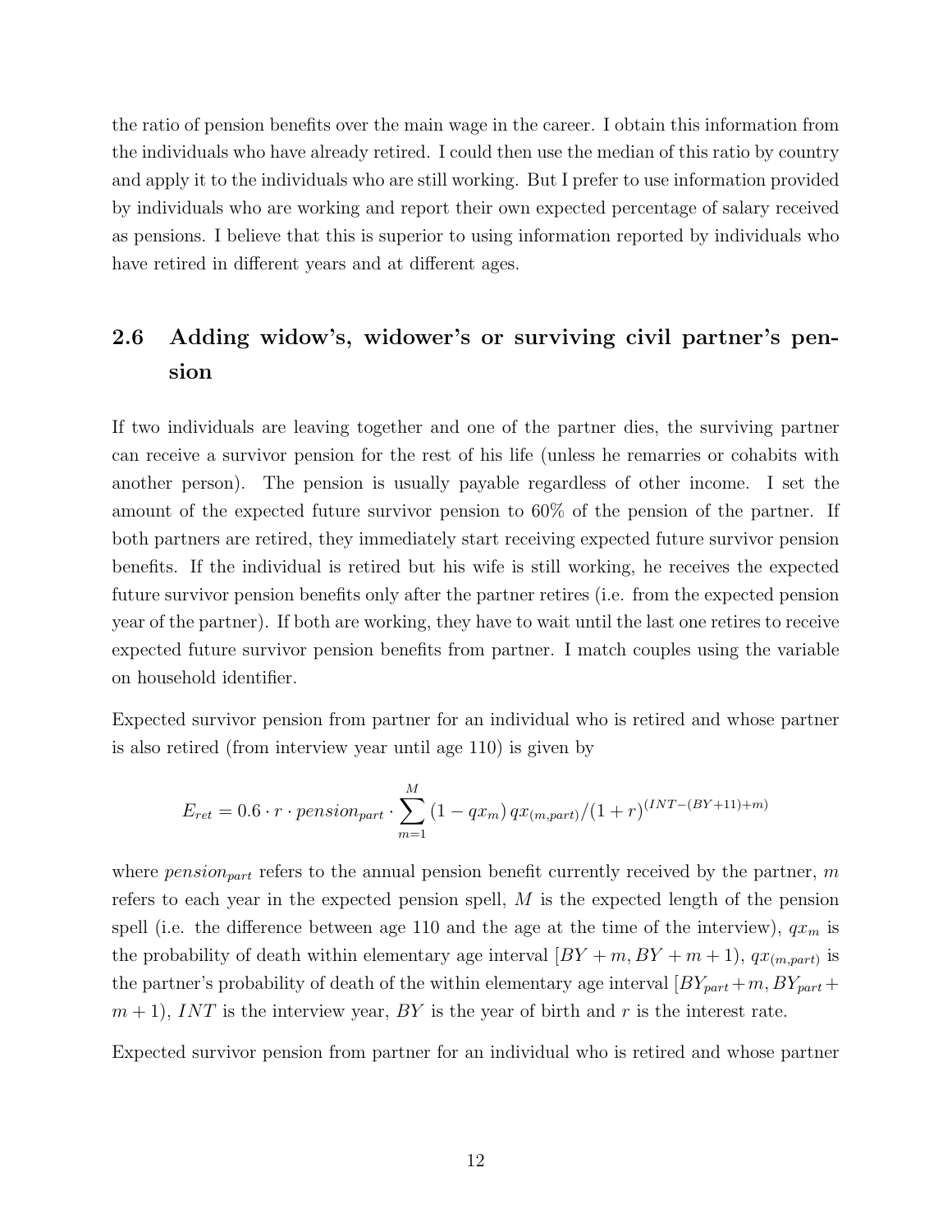the ratio of pension benefits over the main wage in the career. I obtain this information from the individuals who have already retired. I could then use the median of this ratio by country and apply it to the individuals who are still working. But I prefer to use information provided by individuals who are working and report their own expected percentage of salary received as pensions. I believe that this is superior to using information reported by individuals who have retired in different years and at different ages.

## 2.6 Adding widow's, widower's or surviving civil partner's pension

If two individuals are leaving together and one of the partner dies, the surviving partner can receive a survivor pension for the rest of his life (unless he remarries or cohabits with another person). The pension is usually payable regardless of other income. I set the amount of the expected future survivor pension to 60% of the pension of the partner. If both partners are retired, they immediately start receiving expected future survivor pension benefits. If the individual is retired but his wife is still working, he receives the expected future survivor pension benefits only after the partner retires (i.e. from the expected pension year of the partner). If both are working, they have to wait until the last one retires to receive expected future survivor pension benefits from partner. I match couples using the variable on household identifier.

Expected survivor pension from partner for an individual who is retired and whose partner is also retired (from interview year until age 110) is given by

$$E_{ret} = 0.6 \cdot r \cdot pension_{part} \cdot \sum_{m=1}^{M} (1 - qx_m)\, qx_{(m,part)}/(1+r)^{(INT-(BY+11)+m)}$$

where $pension_{part}$ refers to the annual pension benefit currently received by the partner, $m$ refers to each year in the expected pension spell, $M$ is the expected length of the pension spell (i.e. the difference between age 110 and the age at the time of the interview), $qx_m$ is the probability of death within elementary age interval $[BY + m, BY + m + 1)$, $qx_{(m,part)}$ is the partner's probability of death of the within elementary age interval $[BY_{part} + m, BY_{part} + m + 1)$, $INT$ is the interview year, $BY$ is the year of birth and $r$ is the interest rate.

Expected survivor pension from partner for an individual who is retired and whose partner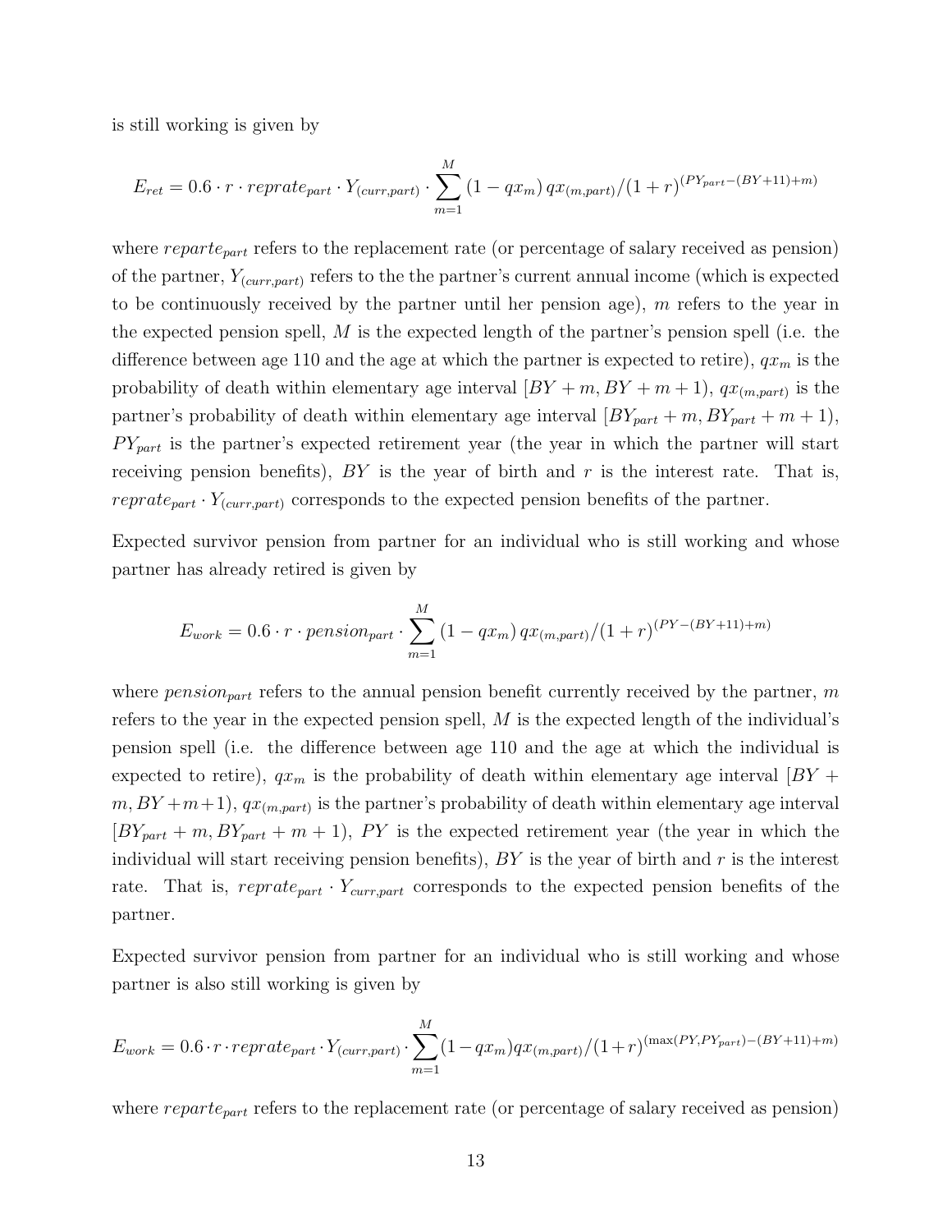is still working is given by

$$E_{ret} = 0.6 \cdot r \cdot reprate_{part} \cdot Y_{(curr,part)} \cdot \sum_{m=1}^{M} (1 - qx_m)\, qx_{(m,part)}/(1+r)^{(PY_{part}-(BY+11)+m)}$$

where $reparte_{part}$ refers to the replacement rate (or percentage of salary received as pension) of the partner, $Y_{(curr,part)}$ refers to the the partner's current annual income (which is expected to be continuously received by the partner until her pension age), $m$ refers to the year in the expected pension spell, $M$ is the expected length of the partner's pension spell (i.e. the difference between age 110 and the age at which the partner is expected to retire), $qx_m$ is the probability of death within elementary age interval $[BY + m, BY + m + 1)$, $qx_{(m,part)}$ is the partner's probability of death within elementary age interval $[BY_{part} + m, BY_{part} + m + 1)$, $PY_{part}$ is the partner's expected retirement year (the year in which the partner will start receiving pension benefits), $BY$ is the year of birth and $r$ is the interest rate. That is, $reprate_{part} \cdot Y_{(curr,part)}$ corresponds to the expected pension benefits of the partner.

Expected survivor pension from partner for an individual who is still working and whose partner has already retired is given by

$$E_{work} = 0.6 \cdot r \cdot pension_{part} \cdot \sum_{m=1}^{M} (1 - qx_m)\, qx_{(m,part)}/(1+r)^{(PY-(BY+11)+m)}$$

where $pension_{part}$ refers to the annual pension benefit currently received by the partner, $m$ refers to the year in the expected pension spell, $M$ is the expected length of the individual's pension spell (i.e. the difference between age 110 and the age at which the individual is expected to retire), $qx_m$ is the probability of death within elementary age interval $[BY + m, BY + m + 1)$, $qx_{(m,part)}$ is the partner's probability of death within elementary age interval $[BY_{part} + m, BY_{part} + m + 1)$, $PY$ is the expected retirement year (the year in which the individual will start receiving pension benefits), $BY$ is the year of birth and $r$ is the interest rate. That is, $reprate_{part} \cdot Y_{curr,part}$ corresponds to the expected pension benefits of the partner.

Expected survivor pension from partner for an individual who is still working and whose partner is also still working is given by

$$E_{work} = 0.6 \cdot r \cdot reprate_{part} \cdot Y_{(curr,part)} \cdot \sum_{m=1}^{M} (1 - qx_m) qx_{(m,part)}/(1+r)^{(\max(PY,PY_{part})-(BY+11)+m)}$$

where $reparte_{part}$ refers to the replacement rate (or percentage of salary received as pension)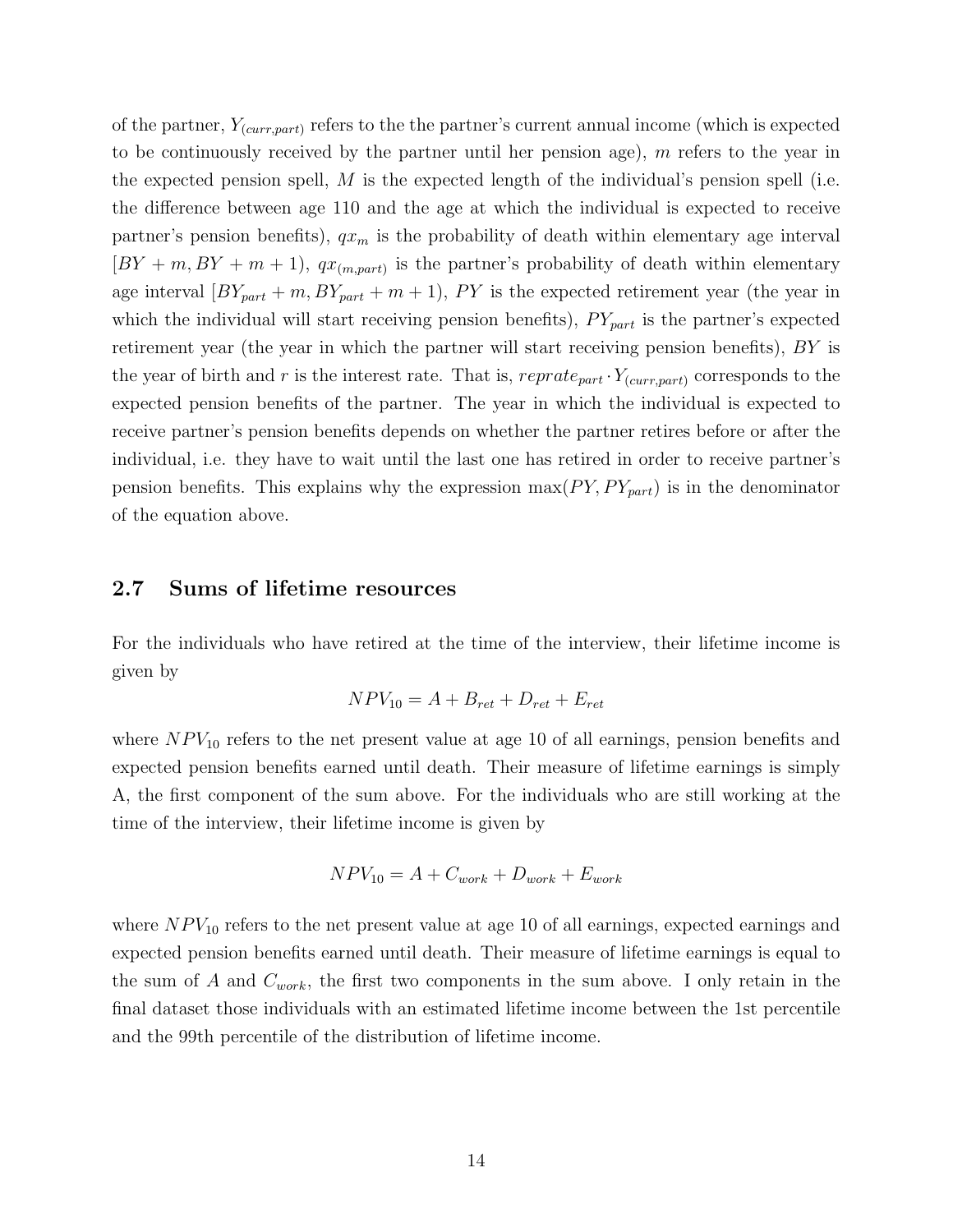of the partner, $Y_{(curr,part)}$ refers to the the partner's current annual income (which is expected to be continuously received by the partner until her pension age), $m$ refers to the year in the expected pension spell, $M$ is the expected length of the individual's pension spell (i.e. the difference between age 110 and the age at which the individual is expected to receive partner's pension benefits), $qx_m$ is the probability of death within elementary age interval $[BY + m, BY + m + 1)$, $qx_{(m,part)}$ is the partner's probability of death within elementary age interval $[BY_{part} + m, BY_{part} + m + 1)$, $PY$ is the expected retirement year (the year in which the individual will start receiving pension benefits), $PY_{part}$ is the partner's expected retirement year (the year in which the partner will start receiving pension benefits), $BY$ is the year of birth and $r$ is the interest rate. That is, $reprate_{part} \cdot Y_{(curr,part)}$ corresponds to the expected pension benefits of the partner. The year in which the individual is expected to receive partner's pension benefits depends on whether the partner retires before or after the individual, i.e. they have to wait until the last one has retired in order to receive partner's pension benefits. This explains why the expression $\max(PY, PY_{part})$ is in the denominator of the equation above.

## 2.7 Sums of lifetime resources

For the individuals who have retired at the time of the interview, their lifetime income is given by

$$NPV_{10} = A + B_{ret} + D_{ret} + E_{ret}$$

where $NPV_{10}$ refers to the net present value at age 10 of all earnings, pension benefits and expected pension benefits earned until death. Their measure of lifetime earnings is simply A, the first component of the sum above. For the individuals who are still working at the time of the interview, their lifetime income is given by

$$NPV_{10} = A + C_{work} + D_{work} + E_{work}$$

where $NPV_{10}$ refers to the net present value at age 10 of all earnings, expected earnings and expected pension benefits earned until death. Their measure of lifetime earnings is equal to the sum of $A$ and $C_{work}$, the first two components in the sum above. I only retain in the final dataset those individuals with an estimated lifetime income between the 1st percentile and the 99th percentile of the distribution of lifetime income.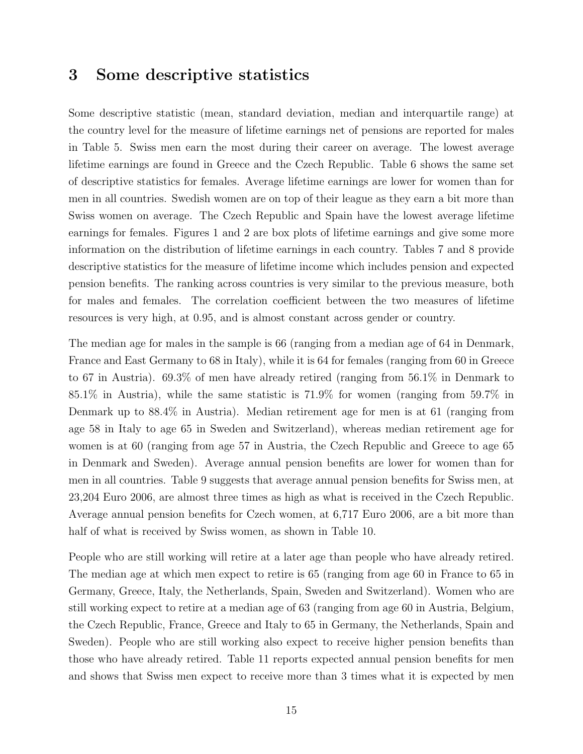## 3 Some descriptive statistics

Some descriptive statistic (mean, standard deviation, median and interquartile range) at the country level for the measure of lifetime earnings net of pensions are reported for males in Table 5. Swiss men earn the most during their career on average. The lowest average lifetime earnings are found in Greece and the Czech Republic. Table 6 shows the same set of descriptive statistics for females. Average lifetime earnings are lower for women than for men in all countries. Swedish women are on top of their league as they earn a bit more than Swiss women on average. The Czech Republic and Spain have the lowest average lifetime earnings for females. Figures 1 and 2 are box plots of lifetime earnings and give some more information on the distribution of lifetime earnings in each country. Tables 7 and 8 provide descriptive statistics for the measure of lifetime income which includes pension and expected pension benefits. The ranking across countries is very similar to the previous measure, both for males and females. The correlation coefficient between the two measures of lifetime resources is very high, at 0.95, and is almost constant across gender or country.

The median age for males in the sample is 66 (ranging from a median age of 64 in Denmark, France and East Germany to 68 in Italy), while it is 64 for females (ranging from 60 in Greece to 67 in Austria). 69.3% of men have already retired (ranging from 56.1% in Denmark to 85.1% in Austria), while the same statistic is 71.9% for women (ranging from 59.7% in Denmark up to 88.4% in Austria). Median retirement age for men is at 61 (ranging from age 58 in Italy to age 65 in Sweden and Switzerland), whereas median retirement age for women is at 60 (ranging from age 57 in Austria, the Czech Republic and Greece to age 65 in Denmark and Sweden). Average annual pension benefits are lower for women than for men in all countries. Table 9 suggests that average annual pension benefits for Swiss men, at 23,204 Euro 2006, are almost three times as high as what is received in the Czech Republic. Average annual pension benefits for Czech women, at 6,717 Euro 2006, are a bit more than half of what is received by Swiss women, as shown in Table 10.

People who are still working will retire at a later age than people who have already retired. The median age at which men expect to retire is 65 (ranging from age 60 in France to 65 in Germany, Greece, Italy, the Netherlands, Spain, Sweden and Switzerland). Women who are still working expect to retire at a median age of 63 (ranging from age 60 in Austria, Belgium, the Czech Republic, France, Greece and Italy to 65 in Germany, the Netherlands, Spain and Sweden). People who are still working also expect to receive higher pension benefits than those who have already retired. Table 11 reports expected annual pension benefits for men and shows that Swiss men expect to receive more than 3 times what it is expected by men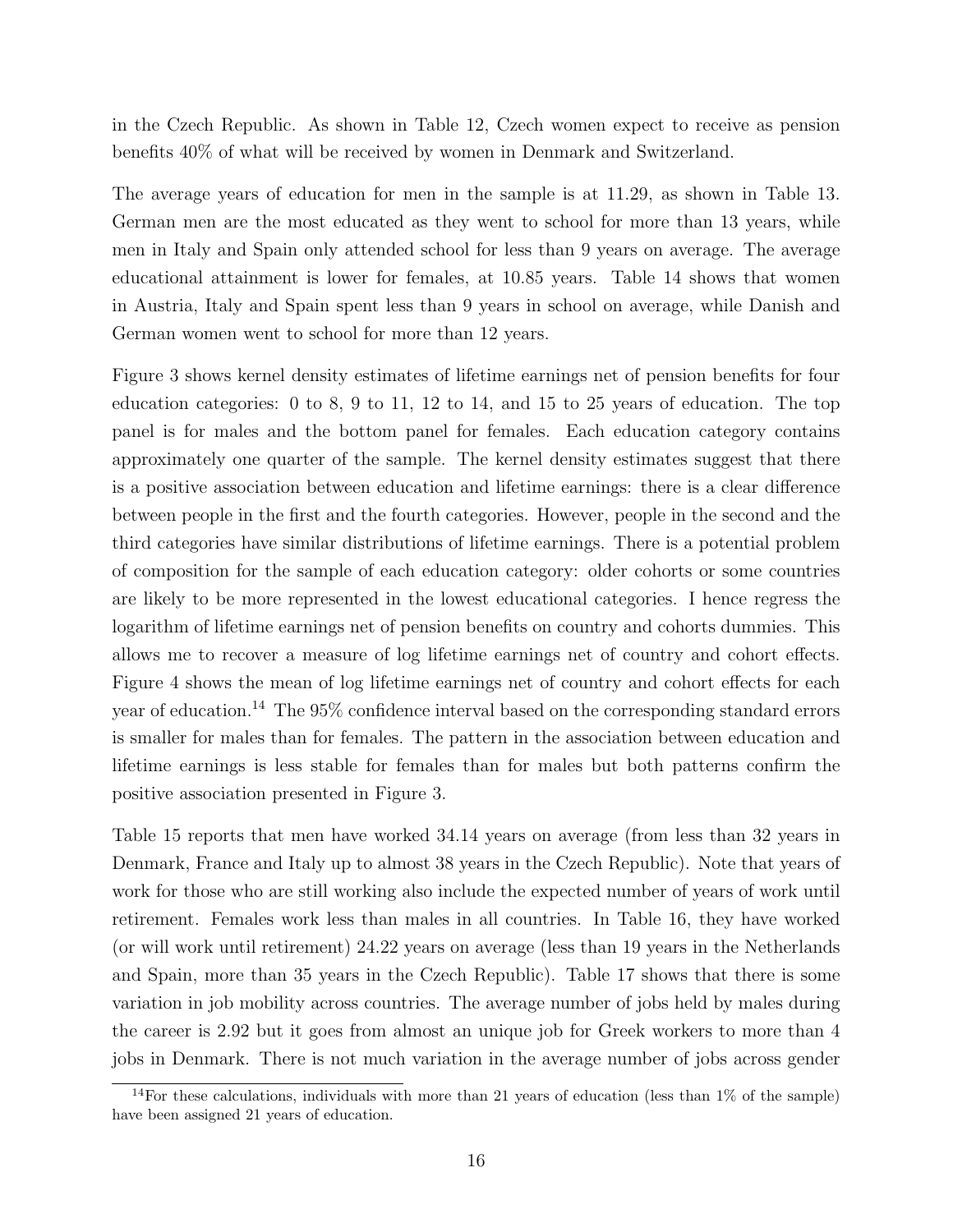in the Czech Republic. As shown in Table 12, Czech women expect to receive as pension benefits 40% of what will be received by women in Denmark and Switzerland.

The average years of education for men in the sample is at 11.29, as shown in Table 13. German men are the most educated as they went to school for more than 13 years, while men in Italy and Spain only attended school for less than 9 years on average. The average educational attainment is lower for females, at 10.85 years. Table 14 shows that women in Austria, Italy and Spain spent less than 9 years in school on average, while Danish and German women went to school for more than 12 years.

Figure 3 shows kernel density estimates of lifetime earnings net of pension benefits for four education categories: 0 to 8, 9 to 11, 12 to 14, and 15 to 25 years of education. The top panel is for males and the bottom panel for females. Each education category contains approximately one quarter of the sample. The kernel density estimates suggest that there is a positive association between education and lifetime earnings: there is a clear difference between people in the first and the fourth categories. However, people in the second and the third categories have similar distributions of lifetime earnings. There is a potential problem of composition for the sample of each education category: older cohorts or some countries are likely to be more represented in the lowest educational categories. I hence regress the logarithm of lifetime earnings net of pension benefits on country and cohorts dummies. This allows me to recover a measure of log lifetime earnings net of country and cohort effects. Figure 4 shows the mean of log lifetime earnings net of country and cohort effects for each year of education.[14] The 95% confidence interval based on the corresponding standard errors is smaller for males than for females. The pattern in the association between education and lifetime earnings is less stable for females than for males but both patterns confirm the positive association presented in Figure 3.

Table 15 reports that men have worked 34.14 years on average (from less than 32 years in Denmark, France and Italy up to almost 38 years in the Czech Republic). Note that years of work for those who are still working also include the expected number of years of work until retirement. Females work less than males in all countries. In Table 16, they have worked (or will work until retirement) 24.22 years on average (less than 19 years in the Netherlands and Spain, more than 35 years in the Czech Republic). Table 17 shows that there is some variation in job mobility across countries. The average number of jobs held by males during the career is 2.92 but it goes from almost an unique job for Greek workers to more than 4 jobs in Denmark. There is not much variation in the average number of jobs across gender

[14]For these calculations, individuals with more than 21 years of education (less than 1% of the sample) have been assigned 21 years of education.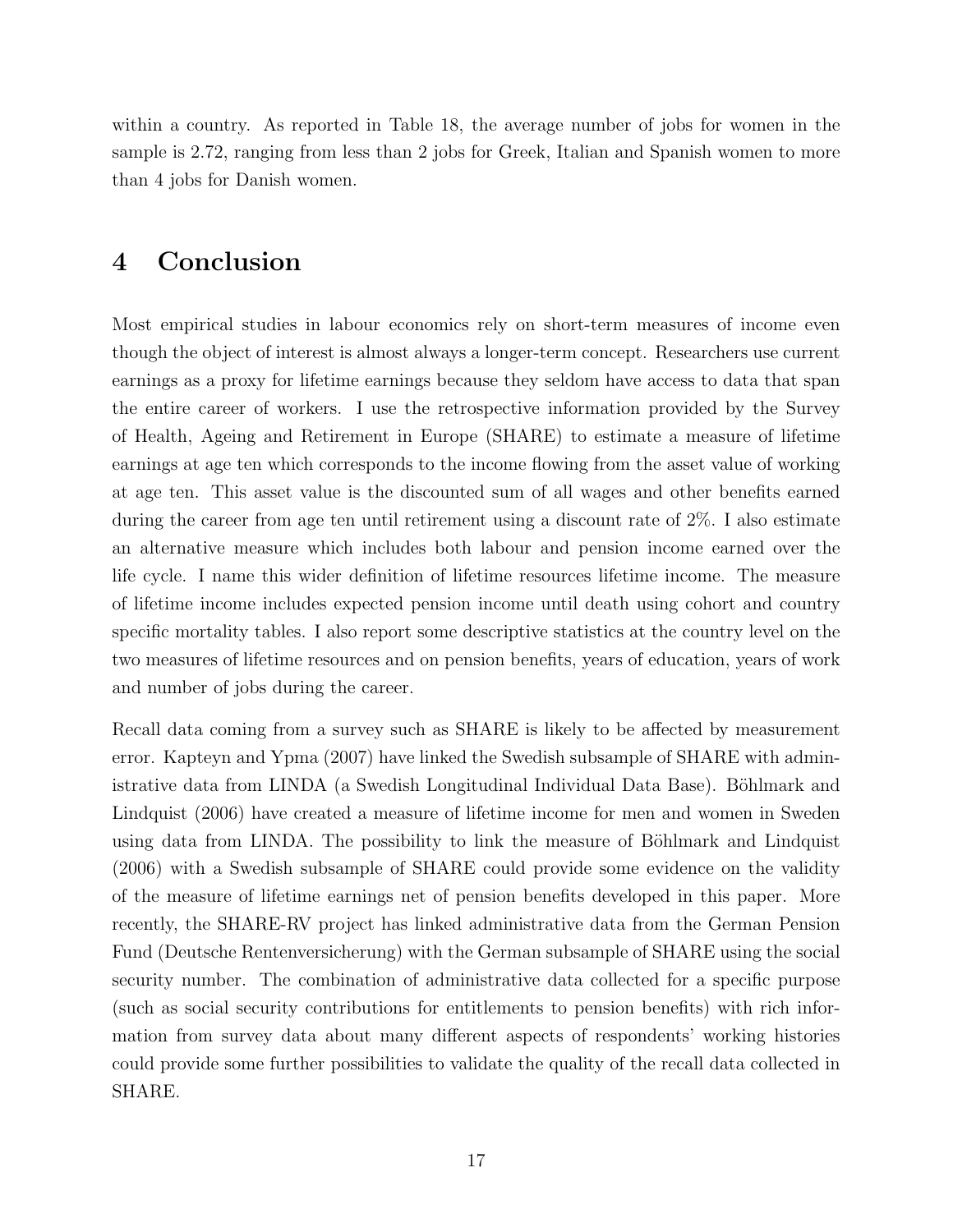within a country. As reported in Table 18, the average number of jobs for women in the sample is 2.72, ranging from less than 2 jobs for Greek, Italian and Spanish women to more than 4 jobs for Danish women.

# 4 Conclusion

Most empirical studies in labour economics rely on short-term measures of income even though the object of interest is almost always a longer-term concept. Researchers use current earnings as a proxy for lifetime earnings because they seldom have access to data that span the entire career of workers. I use the retrospective information provided by the Survey of Health, Ageing and Retirement in Europe (SHARE) to estimate a measure of lifetime earnings at age ten which corresponds to the income flowing from the asset value of working at age ten. This asset value is the discounted sum of all wages and other benefits earned during the career from age ten until retirement using a discount rate of 2%. I also estimate an alternative measure which includes both labour and pension income earned over the life cycle. I name this wider definition of lifetime resources lifetime income. The measure of lifetime income includes expected pension income until death using cohort and country specific mortality tables. I also report some descriptive statistics at the country level on the two measures of lifetime resources and on pension benefits, years of education, years of work and number of jobs during the career.

Recall data coming from a survey such as SHARE is likely to be affected by measurement error. Kapteyn and Ypma (2007) have linked the Swedish subsample of SHARE with administrative data from LINDA (a Swedish Longitudinal Individual Data Base). Böhlmark and Lindquist (2006) have created a measure of lifetime income for men and women in Sweden using data from LINDA. The possibility to link the measure of Böhlmark and Lindquist (2006) with a Swedish subsample of SHARE could provide some evidence on the validity of the measure of lifetime earnings net of pension benefits developed in this paper. More recently, the SHARE-RV project has linked administrative data from the German Pension Fund (Deutsche Rentenversicherung) with the German subsample of SHARE using the social security number. The combination of administrative data collected for a specific purpose (such as social security contributions for entitlements to pension benefits) with rich information from survey data about many different aspects of respondents' working histories could provide some further possibilities to validate the quality of the recall data collected in SHARE.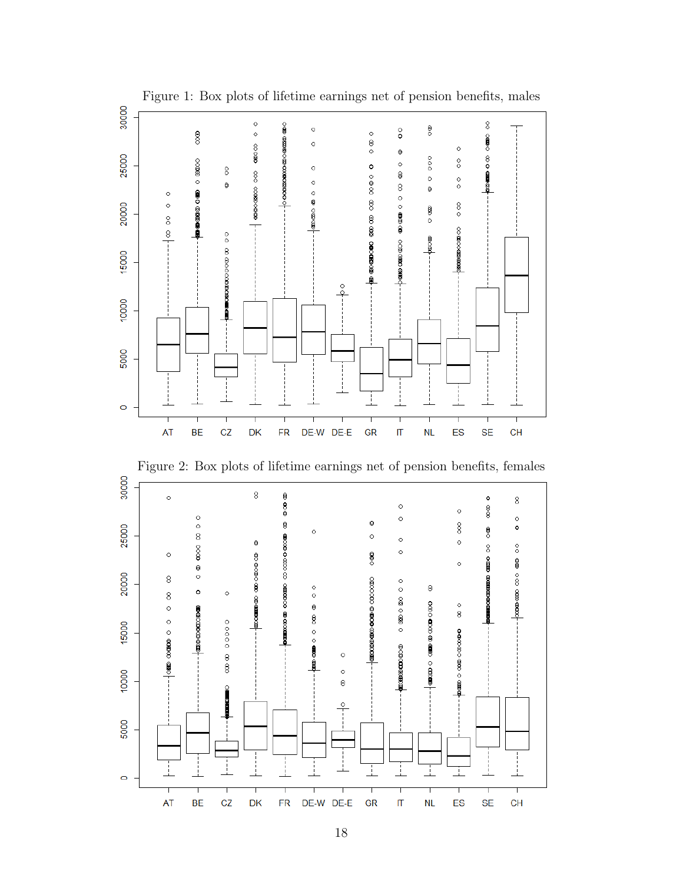Figure 1: Box plots of lifetime earnings net of pension benefits, males

Figure 2: Box plots of lifetime earnings net of pension benefits, females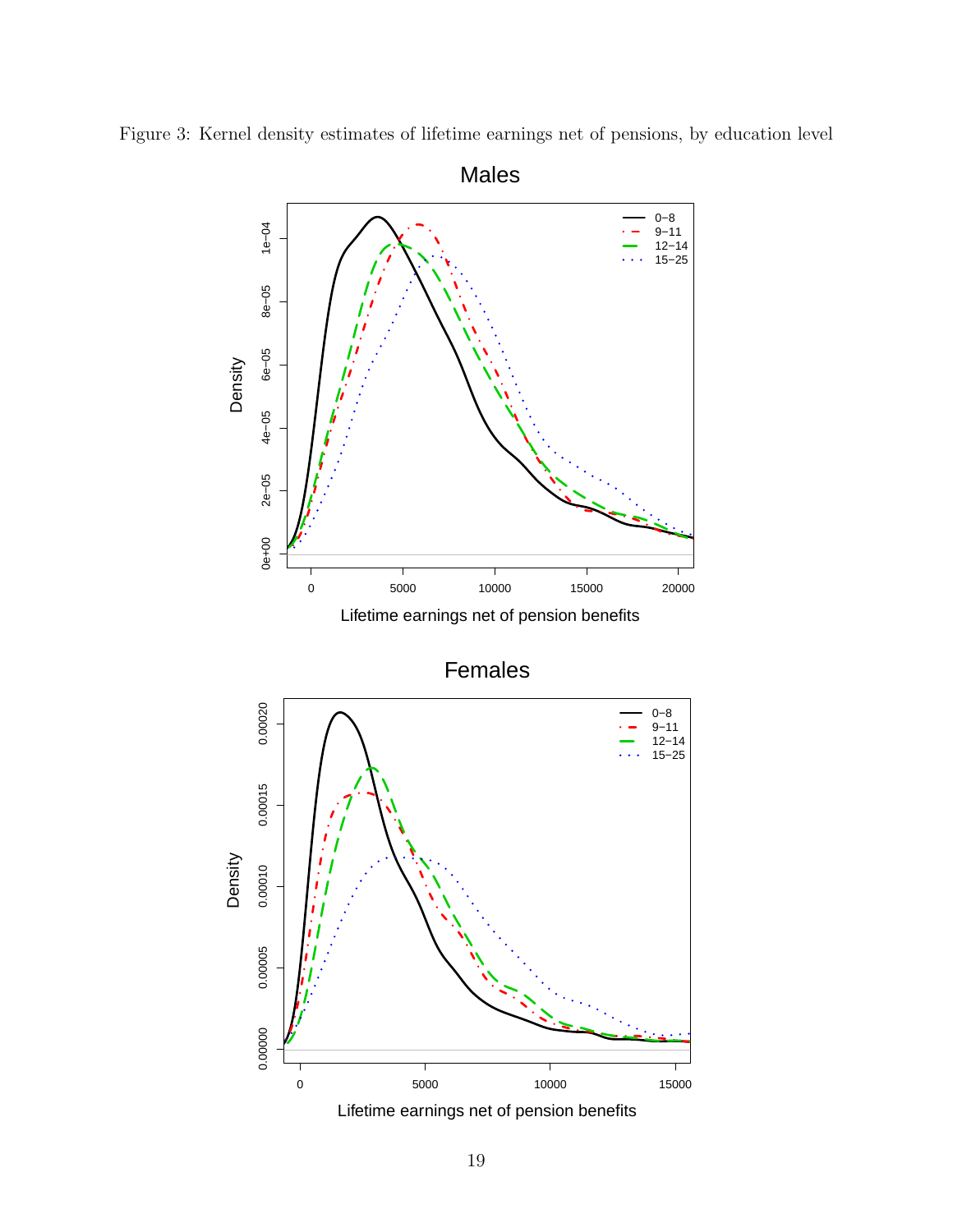Figure 3: Kernel density estimates of lifetime earnings net of pensions, by education level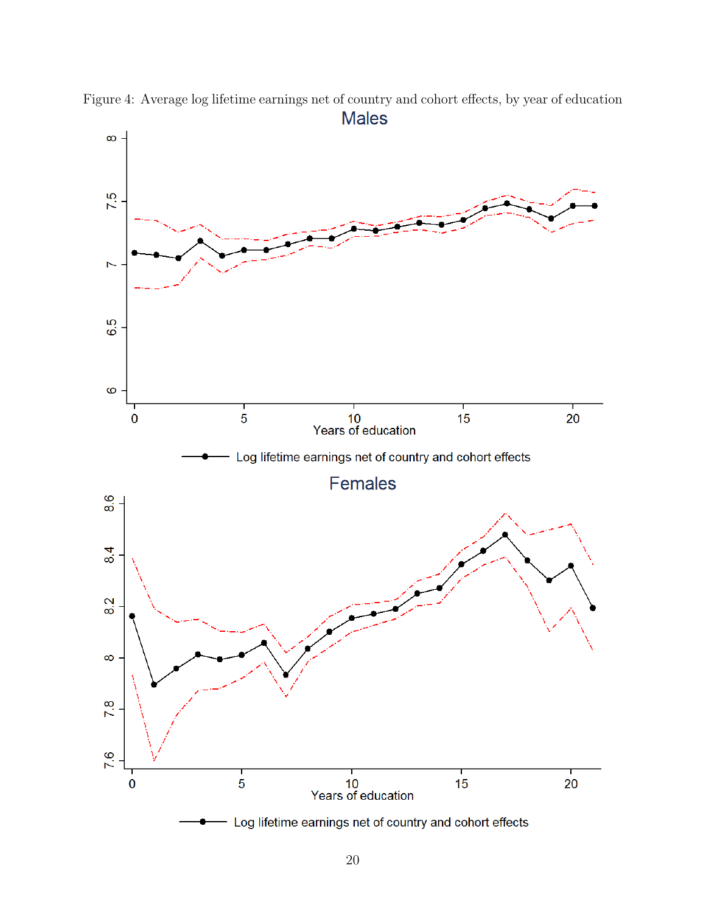Figure 4: Average log lifetime earnings net of country and cohort effects, by year of education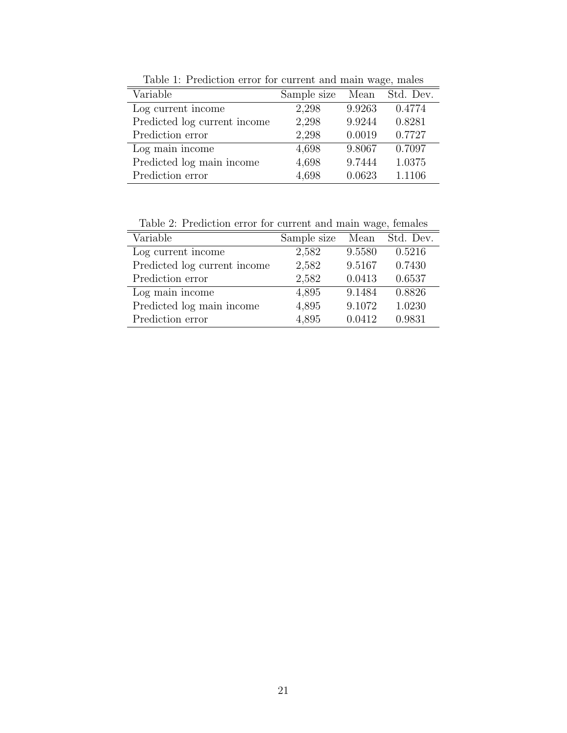Table 1: Prediction error for current and main wage, males

| Variable | Sample size | Mean | Std. Dev. |
|---|---|---|---|
| Log current income | 2,298 | 9.9263 | 0.4774 |
| Predicted log current income | 2,298 | 9.9244 | 0.8281 |
| Prediction error | 2,298 | 0.0019 | 0.7727 |
| Log main income | 4,698 | 9.8067 | 0.7097 |
| Predicted log main income | 4,698 | 9.7444 | 1.0375 |
| Prediction error | 4,698 | 0.0623 | 1.1106 |

Table 2: Prediction error for current and main wage, females

| Variable | Sample size | Mean | Std. Dev. |
|---|---|---|---|
| Log current income | 2,582 | 9.5580 | 0.5216 |
| Predicted log current income | 2,582 | 9.5167 | 0.7430 |
| Prediction error | 2,582 | 0.0413 | 0.6537 |
| Log main income | 4,895 | 9.1484 | 0.8826 |
| Predicted log main income | 4,895 | 9.1072 | 1.0230 |
| Prediction error | 4,895 | 0.0412 | 0.9831 |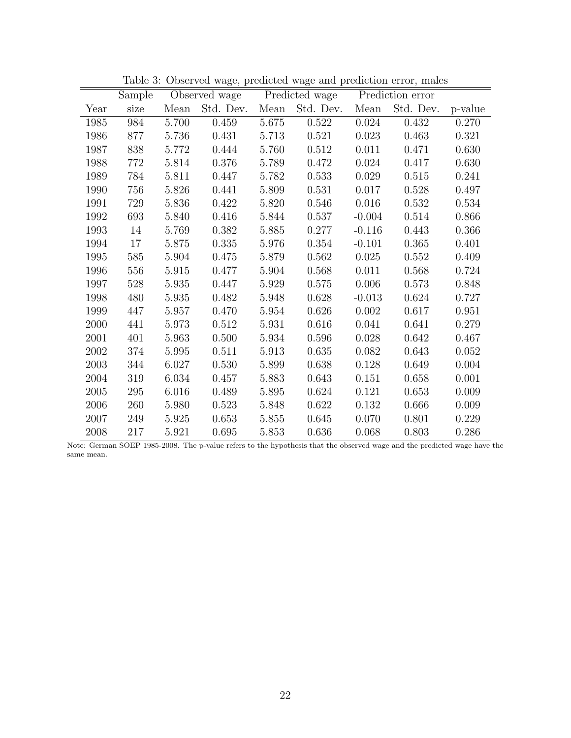Table 3: Observed wage, predicted wage and prediction error, males

| Year | Sample size | Observed wage | | Predicted wage | | Prediction error | | |
|---|---|---|---|---|---|---|---|---|
| | | Mean | Std. Dev. | Mean | Std. Dev. | Mean | Std. Dev. | p-value |
| 1985 | 984 | 5.700 | 0.459 | 5.675 | 0.522 | 0.024 | 0.432 | 0.270 |
| 1986 | 877 | 5.736 | 0.431 | 5.713 | 0.521 | 0.023 | 0.463 | 0.321 |
| 1987 | 838 | 5.772 | 0.444 | 5.760 | 0.512 | 0.011 | 0.471 | 0.630 |
| 1988 | 772 | 5.814 | 0.376 | 5.789 | 0.472 | 0.024 | 0.417 | 0.630 |
| 1989 | 784 | 5.811 | 0.447 | 5.782 | 0.533 | 0.029 | 0.515 | 0.241 |
| 1990 | 756 | 5.826 | 0.441 | 5.809 | 0.531 | 0.017 | 0.528 | 0.497 |
| 1991 | 729 | 5.836 | 0.422 | 5.820 | 0.546 | 0.016 | 0.532 | 0.534 |
| 1992 | 693 | 5.840 | 0.416 | 5.844 | 0.537 | -0.004 | 0.514 | 0.866 |
| 1993 | 14 | 5.769 | 0.382 | 5.885 | 0.277 | -0.116 | 0.443 | 0.366 |
| 1994 | 17 | 5.875 | 0.335 | 5.976 | 0.354 | -0.101 | 0.365 | 0.401 |
| 1995 | 585 | 5.904 | 0.475 | 5.879 | 0.562 | 0.025 | 0.552 | 0.409 |
| 1996 | 556 | 5.915 | 0.477 | 5.904 | 0.568 | 0.011 | 0.568 | 0.724 |
| 1997 | 528 | 5.935 | 0.447 | 5.929 | 0.575 | 0.006 | 0.573 | 0.848 |
| 1998 | 480 | 5.935 | 0.482 | 5.948 | 0.628 | -0.013 | 0.624 | 0.727 |
| 1999 | 447 | 5.957 | 0.470 | 5.954 | 0.626 | 0.002 | 0.617 | 0.951 |
| 2000 | 441 | 5.973 | 0.512 | 5.931 | 0.616 | 0.041 | 0.641 | 0.279 |
| 2001 | 401 | 5.963 | 0.500 | 5.934 | 0.596 | 0.028 | 0.642 | 0.467 |
| 2002 | 374 | 5.995 | 0.511 | 5.913 | 0.635 | 0.082 | 0.643 | 0.052 |
| 2003 | 344 | 6.027 | 0.530 | 5.899 | 0.638 | 0.128 | 0.649 | 0.004 |
| 2004 | 319 | 6.034 | 0.457 | 5.883 | 0.643 | 0.151 | 0.658 | 0.001 |
| 2005 | 295 | 6.016 | 0.489 | 5.895 | 0.624 | 0.121 | 0.653 | 0.009 |
| 2006 | 260 | 5.980 | 0.523 | 5.848 | 0.622 | 0.132 | 0.666 | 0.009 |
| 2007 | 249 | 5.925 | 0.653 | 5.855 | 0.645 | 0.070 | 0.801 | 0.229 |
| 2008 | 217 | 5.921 | 0.695 | 5.853 | 0.636 | 0.068 | 0.803 | 0.286 |

Note: German SOEP 1985-2008. The p-value refers to the hypothesis that the observed wage and the predicted wage have the same mean.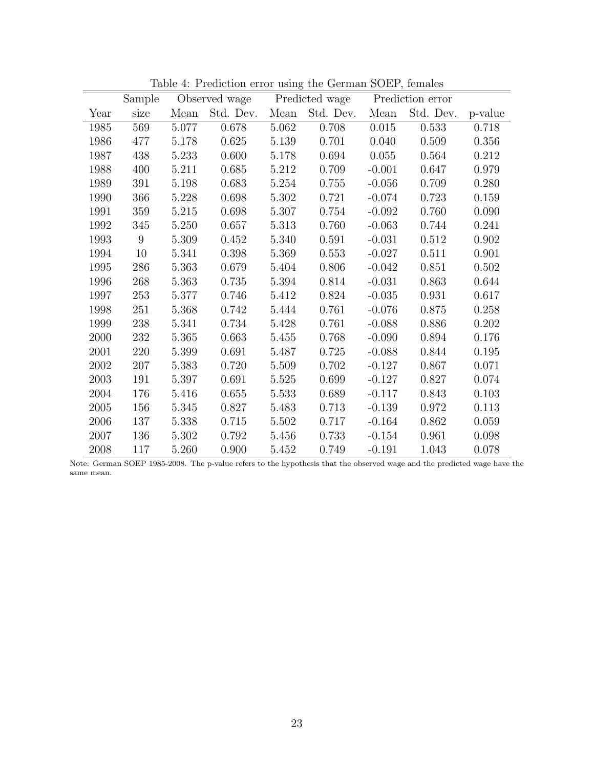Table 4: Prediction error using the German SOEP, females

| | Sample | Observed wage | | Predicted wage | | Prediction error | | |
|---|---|---|---|---|---|---|---|---|
| Year | size | Mean | Std. Dev. | Mean | Std. Dev. | Mean | Std. Dev. | p-value |
| 1985 | 569 | 5.077 | 0.678 | 5.062 | 0.708 | 0.015 | 0.533 | 0.718 |
| 1986 | 477 | 5.178 | 0.625 | 5.139 | 0.701 | 0.040 | 0.509 | 0.356 |
| 1987 | 438 | 5.233 | 0.600 | 5.178 | 0.694 | 0.055 | 0.564 | 0.212 |
| 1988 | 400 | 5.211 | 0.685 | 5.212 | 0.709 | -0.001 | 0.647 | 0.979 |
| 1989 | 391 | 5.198 | 0.683 | 5.254 | 0.755 | -0.056 | 0.709 | 0.280 |
| 1990 | 366 | 5.228 | 0.698 | 5.302 | 0.721 | -0.074 | 0.723 | 0.159 |
| 1991 | 359 | 5.215 | 0.698 | 5.307 | 0.754 | -0.092 | 0.760 | 0.090 |
| 1992 | 345 | 5.250 | 0.657 | 5.313 | 0.760 | -0.063 | 0.744 | 0.241 |
| 1993 | 9 | 5.309 | 0.452 | 5.340 | 0.591 | -0.031 | 0.512 | 0.902 |
| 1994 | 10 | 5.341 | 0.398 | 5.369 | 0.553 | -0.027 | 0.511 | 0.901 |
| 1995 | 286 | 5.363 | 0.679 | 5.404 | 0.806 | -0.042 | 0.851 | 0.502 |
| 1996 | 268 | 5.363 | 0.735 | 5.394 | 0.814 | -0.031 | 0.863 | 0.644 |
| 1997 | 253 | 5.377 | 0.746 | 5.412 | 0.824 | -0.035 | 0.931 | 0.617 |
| 1998 | 251 | 5.368 | 0.742 | 5.444 | 0.761 | -0.076 | 0.875 | 0.258 |
| 1999 | 238 | 5.341 | 0.734 | 5.428 | 0.761 | -0.088 | 0.886 | 0.202 |
| 2000 | 232 | 5.365 | 0.663 | 5.455 | 0.768 | -0.090 | 0.894 | 0.176 |
| 2001 | 220 | 5.399 | 0.691 | 5.487 | 0.725 | -0.088 | 0.844 | 0.195 |
| 2002 | 207 | 5.383 | 0.720 | 5.509 | 0.702 | -0.127 | 0.867 | 0.071 |
| 2003 | 191 | 5.397 | 0.691 | 5.525 | 0.699 | -0.127 | 0.827 | 0.074 |
| 2004 | 176 | 5.416 | 0.655 | 5.533 | 0.689 | -0.117 | 0.843 | 0.103 |
| 2005 | 156 | 5.345 | 0.827 | 5.483 | 0.713 | -0.139 | 0.972 | 0.113 |
| 2006 | 137 | 5.338 | 0.715 | 5.502 | 0.717 | -0.164 | 0.862 | 0.059 |
| 2007 | 136 | 5.302 | 0.792 | 5.456 | 0.733 | -0.154 | 0.961 | 0.098 |
| 2008 | 117 | 5.260 | 0.900 | 5.452 | 0.749 | -0.191 | 1.043 | 0.078 |

Note: German SOEP 1985-2008. The p-value refers to the hypothesis that the observed wage and the predicted wage have the same mean.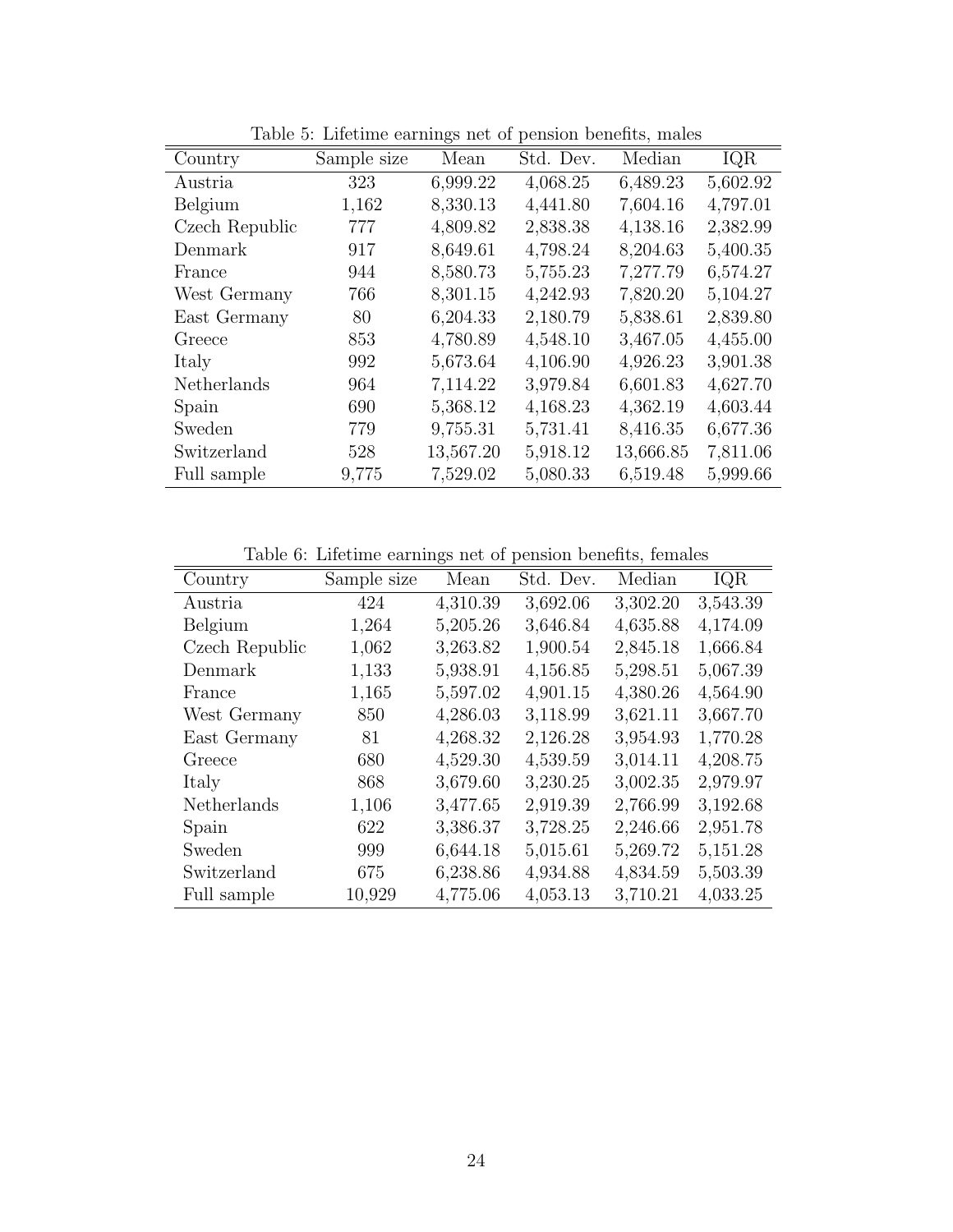Table 5: Lifetime earnings net of pension benefits, males

| Country | Sample size | Mean | Std. Dev. | Median | IQR |
|---|---|---|---|---|---|
| Austria | 323 | 6,999.22 | 4,068.25 | 6,489.23 | 5,602.92 |
| Belgium | 1,162 | 8,330.13 | 4,441.80 | 7,604.16 | 4,797.01 |
| Czech Republic | 777 | 4,809.82 | 2,838.38 | 4,138.16 | 2,382.99 |
| Denmark | 917 | 8,649.61 | 4,798.24 | 8,204.63 | 5,400.35 |
| France | 944 | 8,580.73 | 5,755.23 | 7,277.79 | 6,574.27 |
| West Germany | 766 | 8,301.15 | 4,242.93 | 7,820.20 | 5,104.27 |
| East Germany | 80 | 6,204.33 | 2,180.79 | 5,838.61 | 2,839.80 |
| Greece | 853 | 4,780.89 | 4,548.10 | 3,467.05 | 4,455.00 |
| Italy | 992 | 5,673.64 | 4,106.90 | 4,926.23 | 3,901.38 |
| Netherlands | 964 | 7,114.22 | 3,979.84 | 6,601.83 | 4,627.70 |
| Spain | 690 | 5,368.12 | 4,168.23 | 4,362.19 | 4,603.44 |
| Sweden | 779 | 9,755.31 | 5,731.41 | 8,416.35 | 6,677.36 |
| Switzerland | 528 | 13,567.20 | 5,918.12 | 13,666.85 | 7,811.06 |
| Full sample | 9,775 | 7,529.02 | 5,080.33 | 6,519.48 | 5,999.66 |

Table 6: Lifetime earnings net of pension benefits, females

| Country | Sample size | Mean | Std. Dev. | Median | IQR |
|---|---|---|---|---|---|
| Austria | 424 | 4,310.39 | 3,692.06 | 3,302.20 | 3,543.39 |
| Belgium | 1,264 | 5,205.26 | 3,646.84 | 4,635.88 | 4,174.09 |
| Czech Republic | 1,062 | 3,263.82 | 1,900.54 | 2,845.18 | 1,666.84 |
| Denmark | 1,133 | 5,938.91 | 4,156.85 | 5,298.51 | 5,067.39 |
| France | 1,165 | 5,597.02 | 4,901.15 | 4,380.26 | 4,564.90 |
| West Germany | 850 | 4,286.03 | 3,118.99 | 3,621.11 | 3,667.70 |
| East Germany | 81 | 4,268.32 | 2,126.28 | 3,954.93 | 1,770.28 |
| Greece | 680 | 4,529.30 | 4,539.59 | 3,014.11 | 4,208.75 |
| Italy | 868 | 3,679.60 | 3,230.25 | 3,002.35 | 2,979.97 |
| Netherlands | 1,106 | 3,477.65 | 2,919.39 | 2,766.99 | 3,192.68 |
| Spain | 622 | 3,386.37 | 3,728.25 | 2,246.66 | 2,951.78 |
| Sweden | 999 | 6,644.18 | 5,015.61 | 5,269.72 | 5,151.28 |
| Switzerland | 675 | 6,238.86 | 4,934.88 | 4,834.59 | 5,503.39 |
| Full sample | 10,929 | 4,775.06 | 4,053.13 | 3,710.21 | 4,033.25 |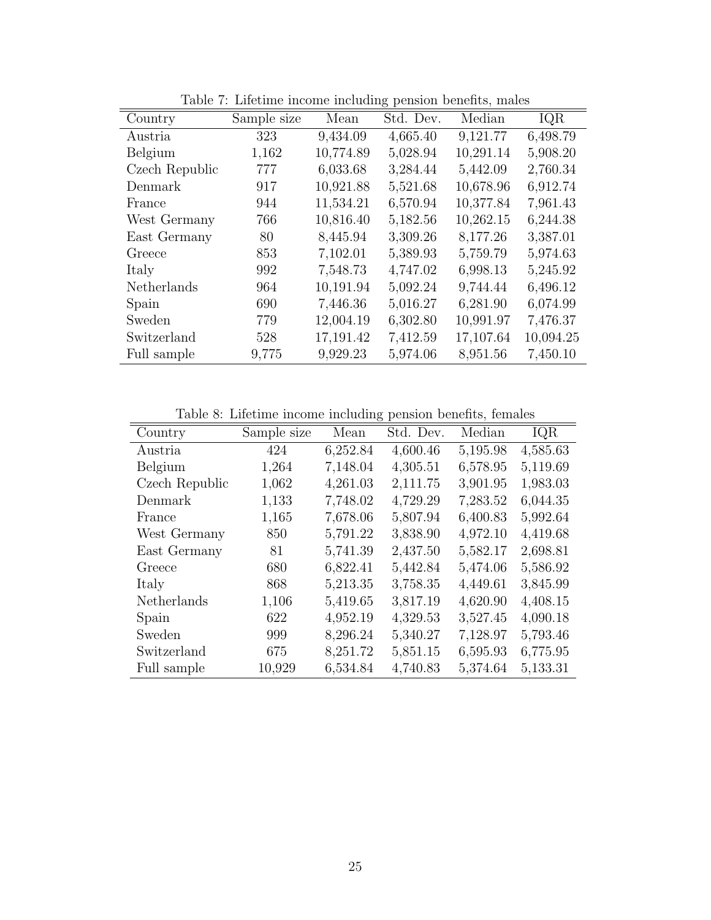Table 7: Lifetime income including pension benefits, males

| Country | Sample size | Mean | Std. Dev. | Median | IQR |
|---|---|---|---|---|---|
| Austria | 323 | 9,434.09 | 4,665.40 | 9,121.77 | 6,498.79 |
| Belgium | 1,162 | 10,774.89 | 5,028.94 | 10,291.14 | 5,908.20 |
| Czech Republic | 777 | 6,033.68 | 3,284.44 | 5,442.09 | 2,760.34 |
| Denmark | 917 | 10,921.88 | 5,521.68 | 10,678.96 | 6,912.74 |
| France | 944 | 11,534.21 | 6,570.94 | 10,377.84 | 7,961.43 |
| West Germany | 766 | 10,816.40 | 5,182.56 | 10,262.15 | 6,244.38 |
| East Germany | 80 | 8,445.94 | 3,309.26 | 8,177.26 | 3,387.01 |
| Greece | 853 | 7,102.01 | 5,389.93 | 5,759.79 | 5,974.63 |
| Italy | 992 | 7,548.73 | 4,747.02 | 6,998.13 | 5,245.92 |
| Netherlands | 964 | 10,191.94 | 5,092.24 | 9,744.44 | 6,496.12 |
| Spain | 690 | 7,446.36 | 5,016.27 | 6,281.90 | 6,074.99 |
| Sweden | 779 | 12,004.19 | 6,302.80 | 10,991.97 | 7,476.37 |
| Switzerland | 528 | 17,191.42 | 7,412.59 | 17,107.64 | 10,094.25 |
| Full sample | 9,775 | 9,929.23 | 5,974.06 | 8,951.56 | 7,450.10 |

Table 8: Lifetime income including pension benefits, females

| Country | Sample size | Mean | Std. Dev. | Median | IQR |
|---|---|---|---|---|---|
| Austria | 424 | 6,252.84 | 4,600.46 | 5,195.98 | 4,585.63 |
| Belgium | 1,264 | 7,148.04 | 4,305.51 | 6,578.95 | 5,119.69 |
| Czech Republic | 1,062 | 4,261.03 | 2,111.75 | 3,901.95 | 1,983.03 |
| Denmark | 1,133 | 7,748.02 | 4,729.29 | 7,283.52 | 6,044.35 |
| France | 1,165 | 7,678.06 | 5,807.94 | 6,400.83 | 5,992.64 |
| West Germany | 850 | 5,791.22 | 3,838.90 | 4,972.10 | 4,419.68 |
| East Germany | 81 | 5,741.39 | 2,437.50 | 5,582.17 | 2,698.81 |
| Greece | 680 | 6,822.41 | 5,442.84 | 5,474.06 | 5,586.92 |
| Italy | 868 | 5,213.35 | 3,758.35 | 4,449.61 | 3,845.99 |
| Netherlands | 1,106 | 5,419.65 | 3,817.19 | 4,620.90 | 4,408.15 |
| Spain | 622 | 4,952.19 | 4,329.53 | 3,527.45 | 4,090.18 |
| Sweden | 999 | 8,296.24 | 5,340.27 | 7,128.97 | 5,793.46 |
| Switzerland | 675 | 8,251.72 | 5,851.15 | 6,595.93 | 6,775.95 |
| Full sample | 10,929 | 6,534.84 | 4,740.83 | 5,374.64 | 5,133.31 |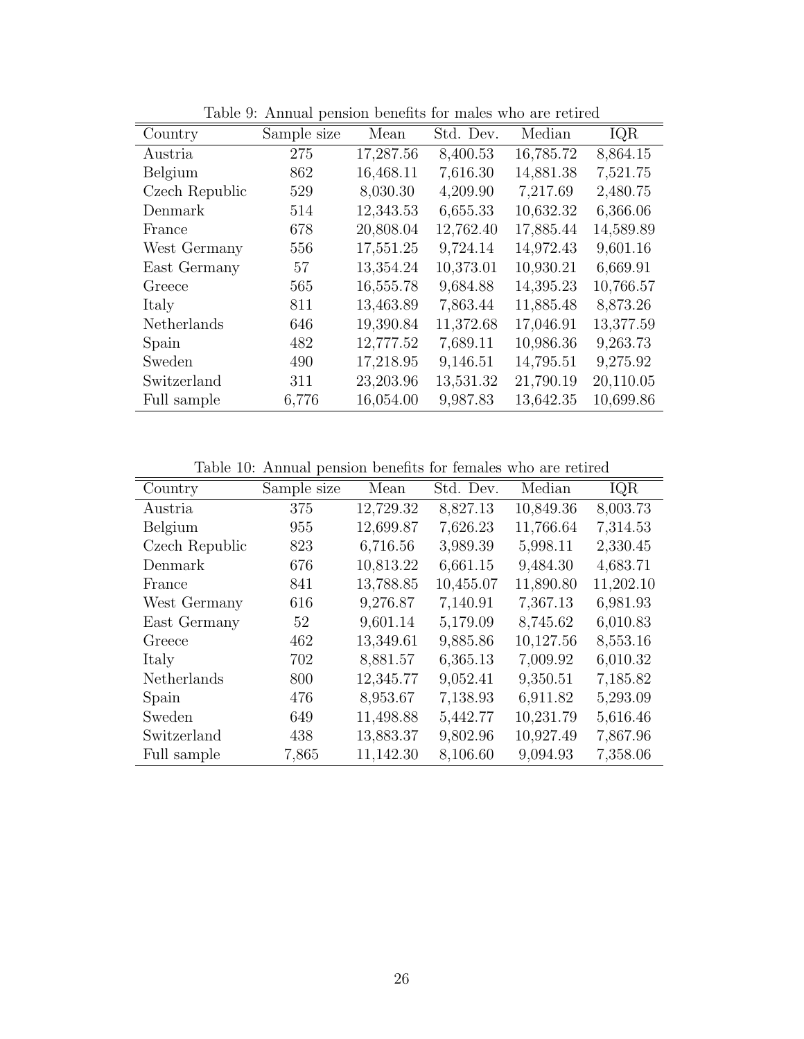Table 9: Annual pension benefits for males who are retired

| Country | Sample size | Mean | Std. Dev. | Median | IQR |
|---|---|---|---|---|---|
| Austria | 275 | 17,287.56 | 8,400.53 | 16,785.72 | 8,864.15 |
| Belgium | 862 | 16,468.11 | 7,616.30 | 14,881.38 | 7,521.75 |
| Czech Republic | 529 | 8,030.30 | 4,209.90 | 7,217.69 | 2,480.75 |
| Denmark | 514 | 12,343.53 | 6,655.33 | 10,632.32 | 6,366.06 |
| France | 678 | 20,808.04 | 12,762.40 | 17,885.44 | 14,589.89 |
| West Germany | 556 | 17,551.25 | 9,724.14 | 14,972.43 | 9,601.16 |
| East Germany | 57 | 13,354.24 | 10,373.01 | 10,930.21 | 6,669.91 |
| Greece | 565 | 16,555.78 | 9,684.88 | 14,395.23 | 10,766.57 |
| Italy | 811 | 13,463.89 | 7,863.44 | 11,885.48 | 8,873.26 |
| Netherlands | 646 | 19,390.84 | 11,372.68 | 17,046.91 | 13,377.59 |
| Spain | 482 | 12,777.52 | 7,689.11 | 10,986.36 | 9,263.73 |
| Sweden | 490 | 17,218.95 | 9,146.51 | 14,795.51 | 9,275.92 |
| Switzerland | 311 | 23,203.96 | 13,531.32 | 21,790.19 | 20,110.05 |
| Full sample | 6,776 | 16,054.00 | 9,987.83 | 13,642.35 | 10,699.86 |

Table 10: Annual pension benefits for females who are retired

| Country | Sample size | Mean | Std. Dev. | Median | IQR |
|---|---|---|---|---|---|
| Austria | 375 | 12,729.32 | 8,827.13 | 10,849.36 | 8,003.73 |
| Belgium | 955 | 12,699.87 | 7,626.23 | 11,766.64 | 7,314.53 |
| Czech Republic | 823 | 6,716.56 | 3,989.39 | 5,998.11 | 2,330.45 |
| Denmark | 676 | 10,813.22 | 6,661.15 | 9,484.30 | 4,683.71 |
| France | 841 | 13,788.85 | 10,455.07 | 11,890.80 | 11,202.10 |
| West Germany | 616 | 9,276.87 | 7,140.91 | 7,367.13 | 6,981.93 |
| East Germany | 52 | 9,601.14 | 5,179.09 | 8,745.62 | 6,010.83 |
| Greece | 462 | 13,349.61 | 9,885.86 | 10,127.56 | 8,553.16 |
| Italy | 702 | 8,881.57 | 6,365.13 | 7,009.92 | 6,010.32 |
| Netherlands | 800 | 12,345.77 | 9,052.41 | 9,350.51 | 7,185.82 |
| Spain | 476 | 8,953.67 | 7,138.93 | 6,911.82 | 5,293.09 |
| Sweden | 649 | 11,498.88 | 5,442.77 | 10,231.79 | 5,616.46 |
| Switzerland | 438 | 13,883.37 | 9,802.96 | 10,927.49 | 7,867.96 |
| Full sample | 7,865 | 11,142.30 | 8,106.60 | 9,094.93 | 7,358.06 |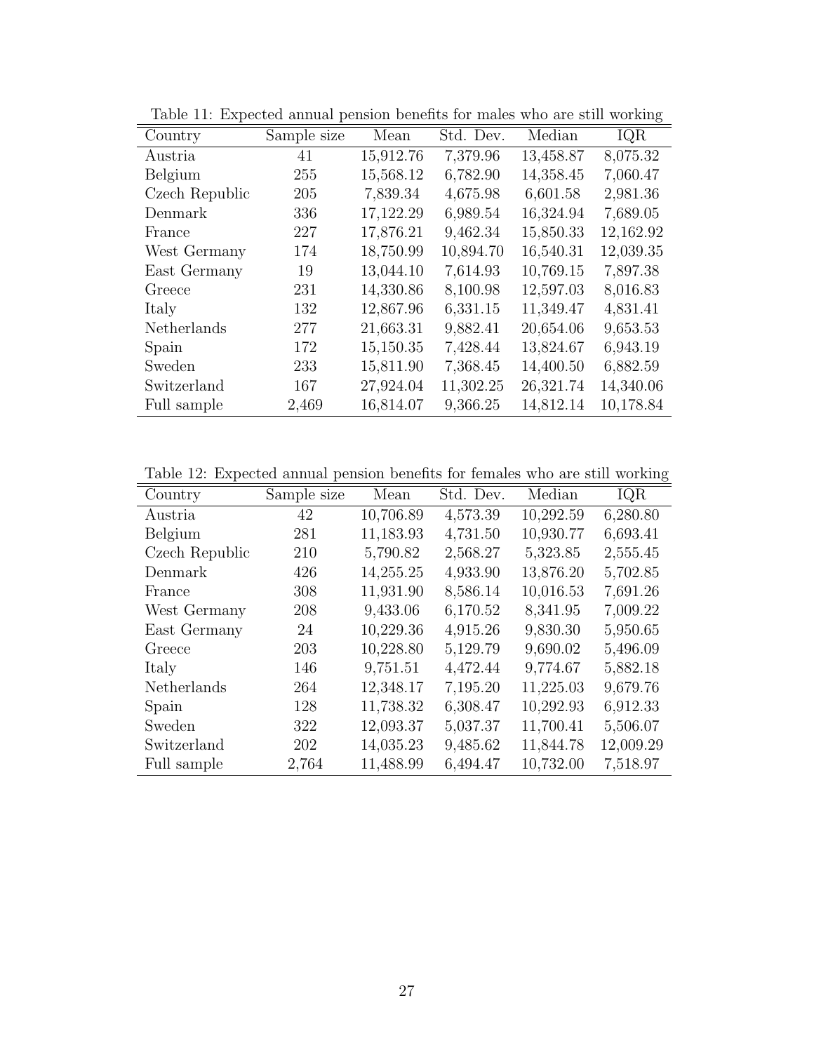Table 11: Expected annual pension benefits for males who are still working

| Country | Sample size | Mean | Std. Dev. | Median | IQR |
|---|---|---|---|---|---|
| Austria | 41 | 15,912.76 | 7,379.96 | 13,458.87 | 8,075.32 |
| Belgium | 255 | 15,568.12 | 6,782.90 | 14,358.45 | 7,060.47 |
| Czech Republic | 205 | 7,839.34 | 4,675.98 | 6,601.58 | 2,981.36 |
| Denmark | 336 | 17,122.29 | 6,989.54 | 16,324.94 | 7,689.05 |
| France | 227 | 17,876.21 | 9,462.34 | 15,850.33 | 12,162.92 |
| West Germany | 174 | 18,750.99 | 10,894.70 | 16,540.31 | 12,039.35 |
| East Germany | 19 | 13,044.10 | 7,614.93 | 10,769.15 | 7,897.38 |
| Greece | 231 | 14,330.86 | 8,100.98 | 12,597.03 | 8,016.83 |
| Italy | 132 | 12,867.96 | 6,331.15 | 11,349.47 | 4,831.41 |
| Netherlands | 277 | 21,663.31 | 9,882.41 | 20,654.06 | 9,653.53 |
| Spain | 172 | 15,150.35 | 7,428.44 | 13,824.67 | 6,943.19 |
| Sweden | 233 | 15,811.90 | 7,368.45 | 14,400.50 | 6,882.59 |
| Switzerland | 167 | 27,924.04 | 11,302.25 | 26,321.74 | 14,340.06 |
| Full sample | 2,469 | 16,814.07 | 9,366.25 | 14,812.14 | 10,178.84 |

Table 12: Expected annual pension benefits for females who are still working

| Country | Sample size | Mean | Std. Dev. | Median | IQR |
|---|---|---|---|---|---|
| Austria | 42 | 10,706.89 | 4,573.39 | 10,292.59 | 6,280.80 |
| Belgium | 281 | 11,183.93 | 4,731.50 | 10,930.77 | 6,693.41 |
| Czech Republic | 210 | 5,790.82 | 2,568.27 | 5,323.85 | 2,555.45 |
| Denmark | 426 | 14,255.25 | 4,933.90 | 13,876.20 | 5,702.85 |
| France | 308 | 11,931.90 | 8,586.14 | 10,016.53 | 7,691.26 |
| West Germany | 208 | 9,433.06 | 6,170.52 | 8,341.95 | 7,009.22 |
| East Germany | 24 | 10,229.36 | 4,915.26 | 9,830.30 | 5,950.65 |
| Greece | 203 | 10,228.80 | 5,129.79 | 9,690.02 | 5,496.09 |
| Italy | 146 | 9,751.51 | 4,472.44 | 9,774.67 | 5,882.18 |
| Netherlands | 264 | 12,348.17 | 7,195.20 | 11,225.03 | 9,679.76 |
| Spain | 128 | 11,738.32 | 6,308.47 | 10,292.93 | 6,912.33 |
| Sweden | 322 | 12,093.37 | 5,037.37 | 11,700.41 | 5,506.07 |
| Switzerland | 202 | 14,035.23 | 9,485.62 | 11,844.78 | 12,009.29 |
| Full sample | 2,764 | 11,488.99 | 6,494.47 | 10,732.00 | 7,518.97 |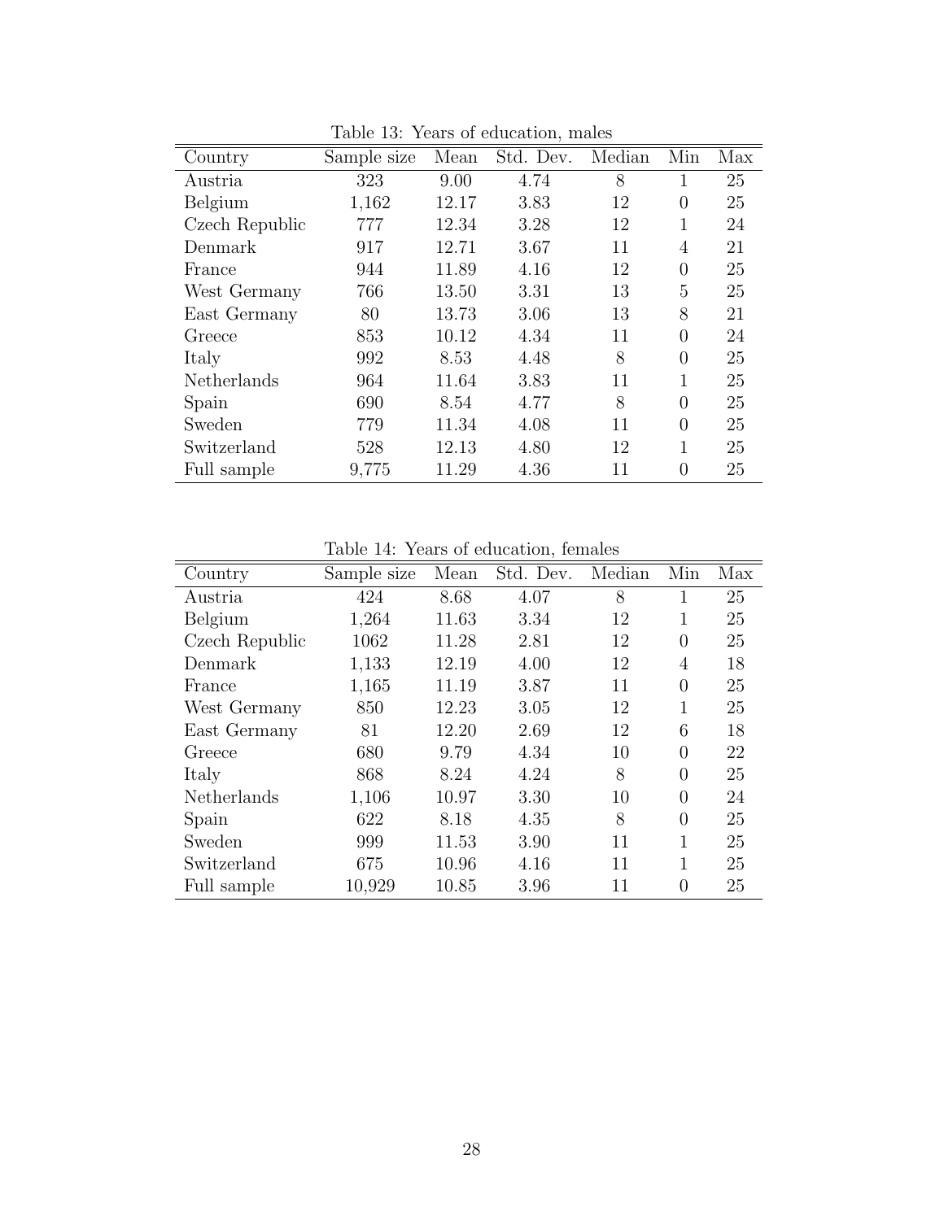Table 13: Years of education, males

| Country | Sample size | Mean | Std. Dev. | Median | Min | Max |
|---|---|---|---|---|---|---|
| Austria | 323 | 9.00 | 4.74 | 8 | 1 | 25 |
| Belgium | 1,162 | 12.17 | 3.83 | 12 | 0 | 25 |
| Czech Republic | 777 | 12.34 | 3.28 | 12 | 1 | 24 |
| Denmark | 917 | 12.71 | 3.67 | 11 | 4 | 21 |
| France | 944 | 11.89 | 4.16 | 12 | 0 | 25 |
| West Germany | 766 | 13.50 | 3.31 | 13 | 5 | 25 |
| East Germany | 80 | 13.73 | 3.06 | 13 | 8 | 21 |
| Greece | 853 | 10.12 | 4.34 | 11 | 0 | 24 |
| Italy | 992 | 8.53 | 4.48 | 8 | 0 | 25 |
| Netherlands | 964 | 11.64 | 3.83 | 11 | 1 | 25 |
| Spain | 690 | 8.54 | 4.77 | 8 | 0 | 25 |
| Sweden | 779 | 11.34 | 4.08 | 11 | 0 | 25 |
| Switzerland | 528 | 12.13 | 4.80 | 12 | 1 | 25 |
| Full sample | 9,775 | 11.29 | 4.36 | 11 | 0 | 25 |

Table 14: Years of education, females

| Country | Sample size | Mean | Std. Dev. | Median | Min | Max |
|---|---|---|---|---|---|---|
| Austria | 424 | 8.68 | 4.07 | 8 | 1 | 25 |
| Belgium | 1,264 | 11.63 | 3.34 | 12 | 1 | 25 |
| Czech Republic | 1062 | 11.28 | 2.81 | 12 | 0 | 25 |
| Denmark | 1,133 | 12.19 | 4.00 | 12 | 4 | 18 |
| France | 1,165 | 11.19 | 3.87 | 11 | 0 | 25 |
| West Germany | 850 | 12.23 | 3.05 | 12 | 1 | 25 |
| East Germany | 81 | 12.20 | 2.69 | 12 | 6 | 18 |
| Greece | 680 | 9.79 | 4.34 | 10 | 0 | 22 |
| Italy | 868 | 8.24 | 4.24 | 8 | 0 | 25 |
| Netherlands | 1,106 | 10.97 | 3.30 | 10 | 0 | 24 |
| Spain | 622 | 8.18 | 4.35 | 8 | 0 | 25 |
| Sweden | 999 | 11.53 | 3.90 | 11 | 1 | 25 |
| Switzerland | 675 | 10.96 | 4.16 | 11 | 1 | 25 |
| Full sample | 10,929 | 10.85 | 3.96 | 11 | 0 | 25 |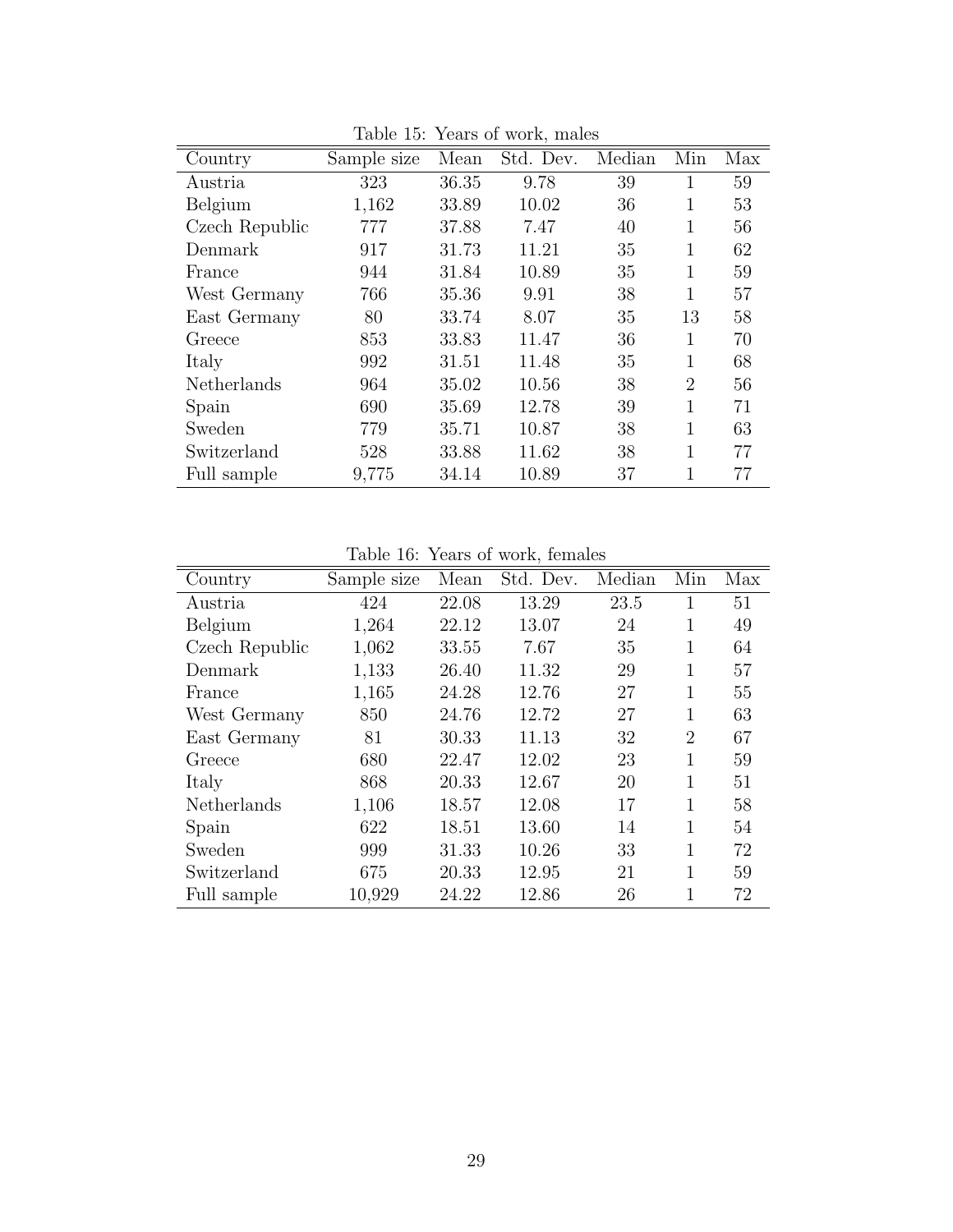Table 15: Years of work, males

| Country | Sample size | Mean | Std. Dev. | Median | Min | Max |
|---|---|---|---|---|---|---|
| Austria | 323 | 36.35 | 9.78 | 39 | 1 | 59 |
| Belgium | 1,162 | 33.89 | 10.02 | 36 | 1 | 53 |
| Czech Republic | 777 | 37.88 | 7.47 | 40 | 1 | 56 |
| Denmark | 917 | 31.73 | 11.21 | 35 | 1 | 62 |
| France | 944 | 31.84 | 10.89 | 35 | 1 | 59 |
| West Germany | 766 | 35.36 | 9.91 | 38 | 1 | 57 |
| East Germany | 80 | 33.74 | 8.07 | 35 | 13 | 58 |
| Greece | 853 | 33.83 | 11.47 | 36 | 1 | 70 |
| Italy | 992 | 31.51 | 11.48 | 35 | 1 | 68 |
| Netherlands | 964 | 35.02 | 10.56 | 38 | 2 | 56 |
| Spain | 690 | 35.69 | 12.78 | 39 | 1 | 71 |
| Sweden | 779 | 35.71 | 10.87 | 38 | 1 | 63 |
| Switzerland | 528 | 33.88 | 11.62 | 38 | 1 | 77 |
| Full sample | 9,775 | 34.14 | 10.89 | 37 | 1 | 77 |

Table 16: Years of work, females

| Country | Sample size | Mean | Std. Dev. | Median | Min | Max |
|---|---|---|---|---|---|---|
| Austria | 424 | 22.08 | 13.29 | 23.5 | 1 | 51 |
| Belgium | 1,264 | 22.12 | 13.07 | 24 | 1 | 49 |
| Czech Republic | 1,062 | 33.55 | 7.67 | 35 | 1 | 64 |
| Denmark | 1,133 | 26.40 | 11.32 | 29 | 1 | 57 |
| France | 1,165 | 24.28 | 12.76 | 27 | 1 | 55 |
| West Germany | 850 | 24.76 | 12.72 | 27 | 1 | 63 |
| East Germany | 81 | 30.33 | 11.13 | 32 | 2 | 67 |
| Greece | 680 | 22.47 | 12.02 | 23 | 1 | 59 |
| Italy | 868 | 20.33 | 12.67 | 20 | 1 | 51 |
| Netherlands | 1,106 | 18.57 | 12.08 | 17 | 1 | 58 |
| Spain | 622 | 18.51 | 13.60 | 14 | 1 | 54 |
| Sweden | 999 | 31.33 | 10.26 | 33 | 1 | 72 |
| Switzerland | 675 | 20.33 | 12.95 | 21 | 1 | 59 |
| Full sample | 10,929 | 24.22 | 12.86 | 26 | 1 | 72 |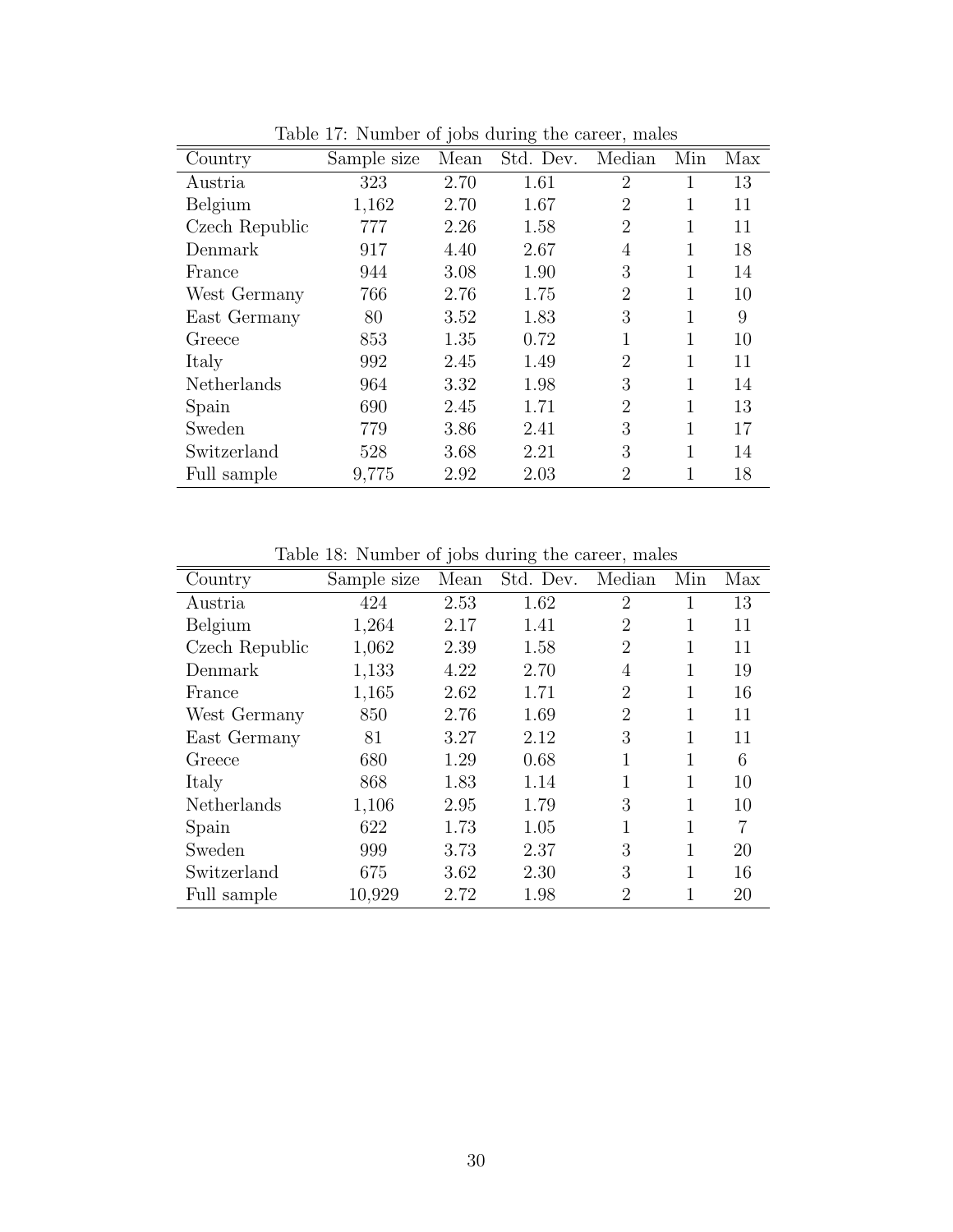Table 17: Number of jobs during the career, males

| Country | Sample size | Mean | Std. Dev. | Median | Min | Max |
|---|---|---|---|---|---|---|
| Austria | 323 | 2.70 | 1.61 | 2 | 1 | 13 |
| Belgium | 1,162 | 2.70 | 1.67 | 2 | 1 | 11 |
| Czech Republic | 777 | 2.26 | 1.58 | 2 | 1 | 11 |
| Denmark | 917 | 4.40 | 2.67 | 4 | 1 | 18 |
| France | 944 | 3.08 | 1.90 | 3 | 1 | 14 |
| West Germany | 766 | 2.76 | 1.75 | 2 | 1 | 10 |
| East Germany | 80 | 3.52 | 1.83 | 3 | 1 | 9 |
| Greece | 853 | 1.35 | 0.72 | 1 | 1 | 10 |
| Italy | 992 | 2.45 | 1.49 | 2 | 1 | 11 |
| Netherlands | 964 | 3.32 | 1.98 | 3 | 1 | 14 |
| Spain | 690 | 2.45 | 1.71 | 2 | 1 | 13 |
| Sweden | 779 | 3.86 | 2.41 | 3 | 1 | 17 |
| Switzerland | 528 | 3.68 | 2.21 | 3 | 1 | 14 |
| Full sample | 9,775 | 2.92 | 2.03 | 2 | 1 | 18 |

Table 18: Number of jobs during the career, males

| Country | Sample size | Mean | Std. Dev. | Median | Min | Max |
|---|---|---|---|---|---|---|
| Austria | 424 | 2.53 | 1.62 | 2 | 1 | 13 |
| Belgium | 1,264 | 2.17 | 1.41 | 2 | 1 | 11 |
| Czech Republic | 1,062 | 2.39 | 1.58 | 2 | 1 | 11 |
| Denmark | 1,133 | 4.22 | 2.70 | 4 | 1 | 19 |
| France | 1,165 | 2.62 | 1.71 | 2 | 1 | 16 |
| West Germany | 850 | 2.76 | 1.69 | 2 | 1 | 11 |
| East Germany | 81 | 3.27 | 2.12 | 3 | 1 | 11 |
| Greece | 680 | 1.29 | 0.68 | 1 | 1 | 6 |
| Italy | 868 | 1.83 | 1.14 | 1 | 1 | 10 |
| Netherlands | 1,106 | 2.95 | 1.79 | 3 | 1 | 10 |
| Spain | 622 | 1.73 | 1.05 | 1 | 1 | 7 |
| Sweden | 999 | 3.73 | 2.37 | 3 | 1 | 20 |
| Switzerland | 675 | 3.62 | 2.30 | 3 | 1 | 16 |
| Full sample | 10,929 | 2.72 | 1.98 | 2 | 1 | 20 |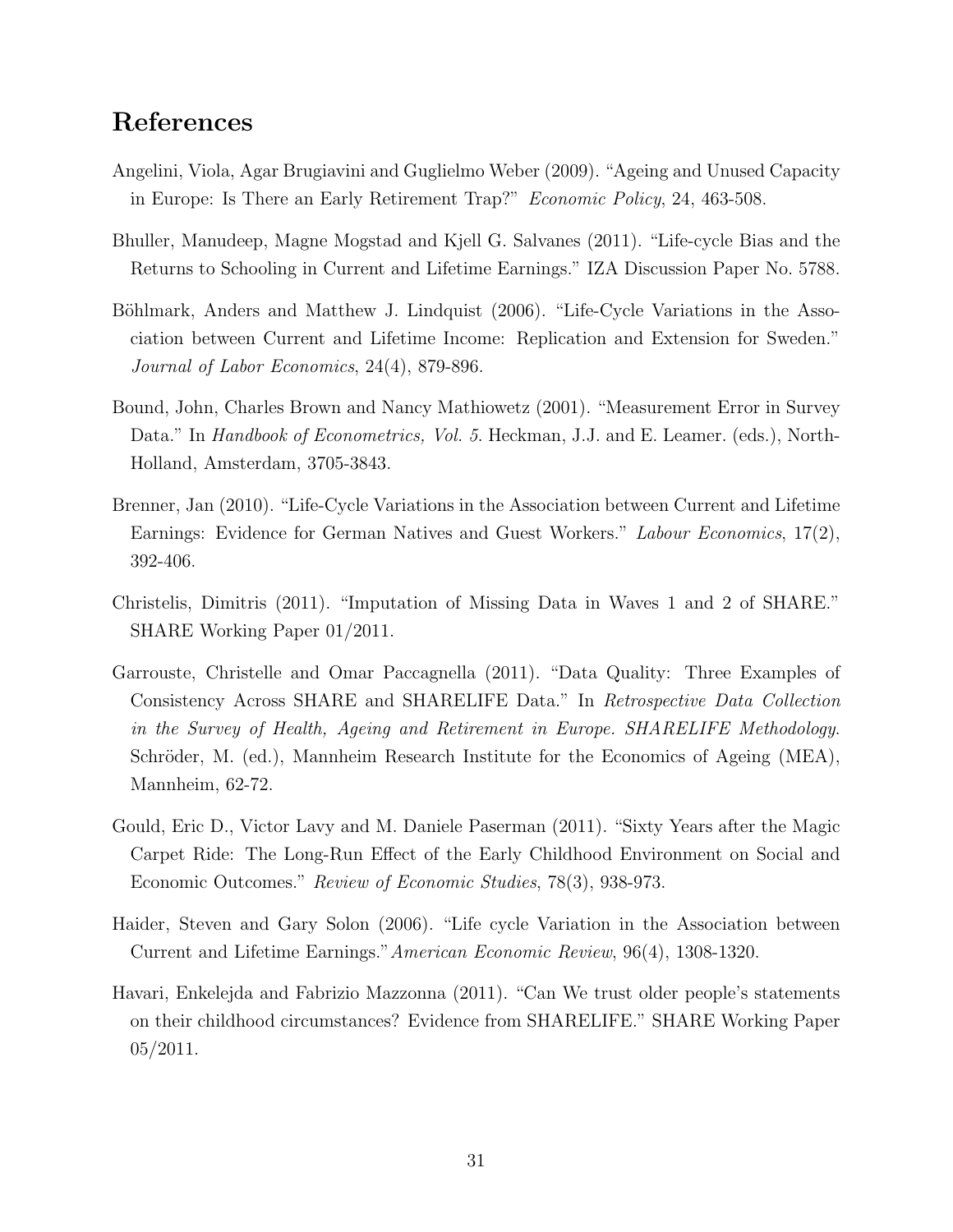## References

Angelini, Viola, Agar Brugiavini and Guglielmo Weber (2009). "Ageing and Unused Capacity in Europe: Is There an Early Retirement Trap?" *Economic Policy*, 24, 463-508.

Bhuller, Manudeep, Magne Mogstad and Kjell G. Salvanes (2011). "Life-cycle Bias and the Returns to Schooling in Current and Lifetime Earnings." IZA Discussion Paper No. 5788.

Böhlmark, Anders and Matthew J. Lindquist (2006). "Life-Cycle Variations in the Association between Current and Lifetime Income: Replication and Extension for Sweden." *Journal of Labor Economics*, 24(4), 879-896.

Bound, John, Charles Brown and Nancy Mathiowetz (2001). "Measurement Error in Survey Data." In *Handbook of Econometrics, Vol. 5*. Heckman, J.J. and E. Leamer. (eds.), North-Holland, Amsterdam, 3705-3843.

Brenner, Jan (2010). "Life-Cycle Variations in the Association between Current and Lifetime Earnings: Evidence for German Natives and Guest Workers." *Labour Economics*, 17(2), 392-406.

Christelis, Dimitris (2011). "Imputation of Missing Data in Waves 1 and 2 of SHARE." SHARE Working Paper 01/2011.

Garrouste, Christelle and Omar Paccagnella (2011). "Data Quality: Three Examples of Consistency Across SHARE and SHARELIFE Data." In *Retrospective Data Collection in the Survey of Health, Ageing and Retirement in Europe. SHARELIFE Methodology*. Schröder, M. (ed.), Mannheim Research Institute for the Economics of Ageing (MEA), Mannheim, 62-72.

Gould, Eric D., Victor Lavy and M. Daniele Paserman (2011). "Sixty Years after the Magic Carpet Ride: The Long-Run Effect of the Early Childhood Environment on Social and Economic Outcomes." *Review of Economic Studies*, 78(3), 938-973.

Haider, Steven and Gary Solon (2006). "Life cycle Variation in the Association between Current and Lifetime Earnings." *American Economic Review*, 96(4), 1308-1320.

Havari, Enkelejda and Fabrizio Mazzonna (2011). "Can We trust older people's statements on their childhood circumstances? Evidence from SHARELIFE." SHARE Working Paper 05/2011.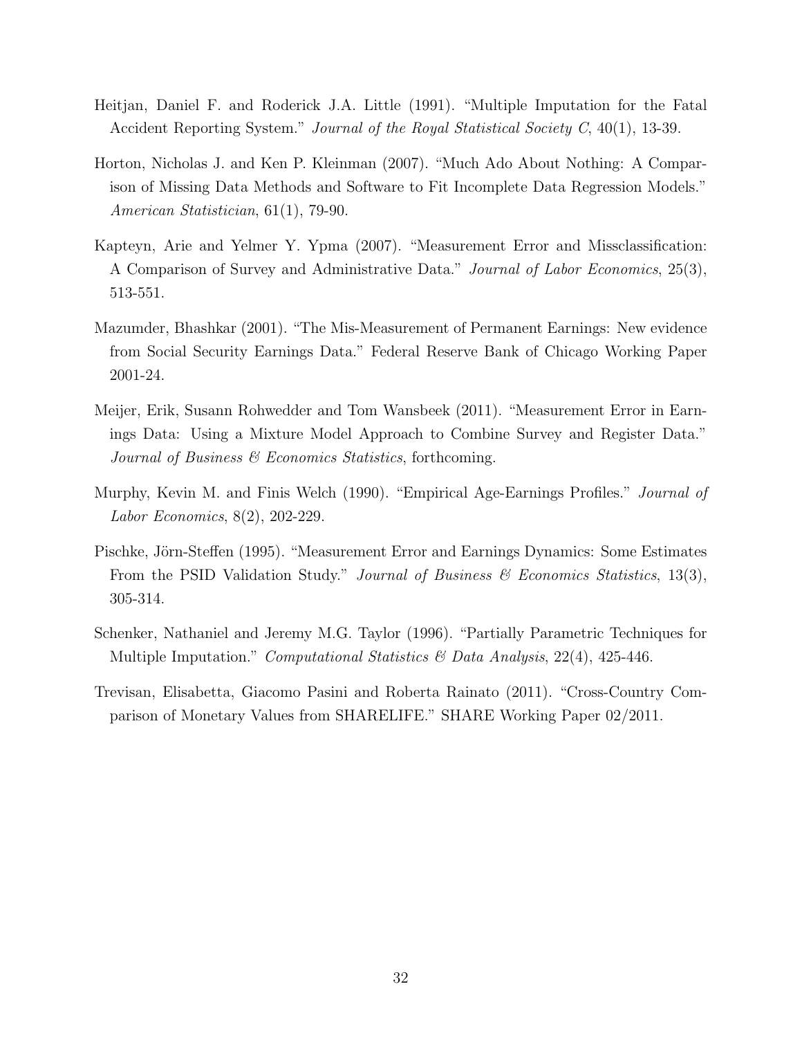Heitjan, Daniel F. and Roderick J.A. Little (1991). "Multiple Imputation for the Fatal Accident Reporting System." *Journal of the Royal Statistical Society C*, 40(1), 13-39.

Horton, Nicholas J. and Ken P. Kleinman (2007). "Much Ado About Nothing: A Comparison of Missing Data Methods and Software to Fit Incomplete Data Regression Models." *American Statistician*, 61(1), 79-90.

Kapteyn, Arie and Yelmer Y. Ypma (2007). "Measurement Error and Missclassification: A Comparison of Survey and Administrative Data." *Journal of Labor Economics*, 25(3), 513-551.

Mazumder, Bhashkar (2001). "The Mis-Measurement of Permanent Earnings: New evidence from Social Security Earnings Data." Federal Reserve Bank of Chicago Working Paper 2001-24.

Meijer, Erik, Susann Rohwedder and Tom Wansbeek (2011). "Measurement Error in Earnings Data: Using a Mixture Model Approach to Combine Survey and Register Data." *Journal of Business & Economics Statistics*, forthcoming.

Murphy, Kevin M. and Finis Welch (1990). "Empirical Age-Earnings Profiles." *Journal of Labor Economics*, 8(2), 202-229.

Pischke, Jörn-Steffen (1995). "Measurement Error and Earnings Dynamics: Some Estimates From the PSID Validation Study." *Journal of Business & Economics Statistics*, 13(3), 305-314.

Schenker, Nathaniel and Jeremy M.G. Taylor (1996). "Partially Parametric Techniques for Multiple Imputation." *Computational Statistics & Data Analysis*, 22(4), 425-446.

Trevisan, Elisabetta, Giacomo Pasini and Roberta Rainato (2011). "Cross-Country Comparison of Monetary Values from SHARELIFE." SHARE Working Paper 02/2011.